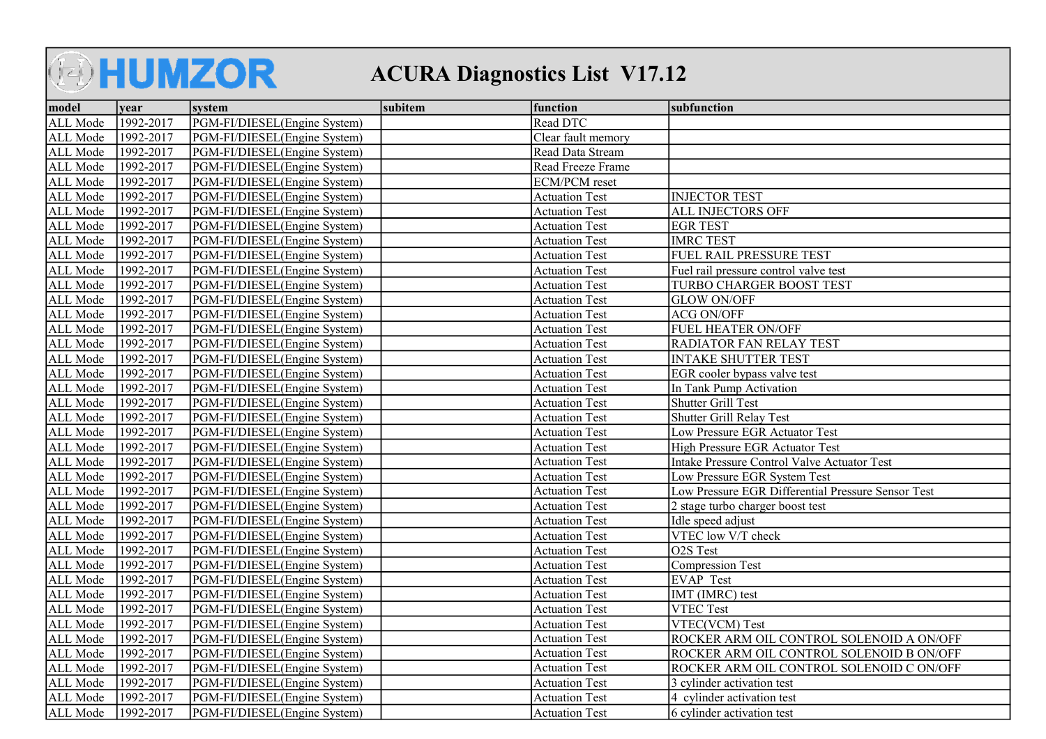# HUMZOR ACURA Diagnostics List V17.12

| model | year | system | subitem | function | subfunction |
|---|---|---|---|---|---|
| ALL Mode | 1992-2017 | PGM-FI/DIESEL(Engine System) | | Read DTC | |
| ALL Mode | 1992-2017 | PGM-FI/DIESEL(Engine System) | | Clear fault memory | |
| ALL Mode | 1992-2017 | PGM-FI/DIESEL(Engine System) | | Read Data Stream | |
| ALL Mode | 1992-2017 | PGM-FI/DIESEL(Engine System) | | Read Freeze Frame | |
| ALL Mode | 1992-2017 | PGM-FI/DIESEL(Engine System) | | ECM/PCM reset | |
| ALL Mode | 1992-2017 | PGM-FI/DIESEL(Engine System) | | Actuation Test | INJECTOR TEST |
| ALL Mode | 1992-2017 | PGM-FI/DIESEL(Engine System) | | Actuation Test | ALL INJECTORS OFF |
| ALL Mode | 1992-2017 | PGM-FI/DIESEL(Engine System) | | Actuation Test | EGR TEST |
| ALL Mode | 1992-2017 | PGM-FI/DIESEL(Engine System) | | Actuation Test | IMRC TEST |
| ALL Mode | 1992-2017 | PGM-FI/DIESEL(Engine System) | | Actuation Test | FUEL RAIL PRESSURE TEST |
| ALL Mode | 1992-2017 | PGM-FI/DIESEL(Engine System) | | Actuation Test | Fuel rail pressure control valve test |
| ALL Mode | 1992-2017 | PGM-FI/DIESEL(Engine System) | | Actuation Test | TURBO CHARGER BOOST TEST |
| ALL Mode | 1992-2017 | PGM-FI/DIESEL(Engine System) | | Actuation Test | GLOW ON/OFF |
| ALL Mode | 1992-2017 | PGM-FI/DIESEL(Engine System) | | Actuation Test | ACG ON/OFF |
| ALL Mode | 1992-2017 | PGM-FI/DIESEL(Engine System) | | Actuation Test | FUEL HEATER ON/OFF |
| ALL Mode | 1992-2017 | PGM-FI/DIESEL(Engine System) | | Actuation Test | RADIATOR FAN RELAY TEST |
| ALL Mode | 1992-2017 | PGM-FI/DIESEL(Engine System) | | Actuation Test | INTAKE SHUTTER TEST |
| ALL Mode | 1992-2017 | PGM-FI/DIESEL(Engine System) | | Actuation Test | EGR cooler bypass valve test |
| ALL Mode | 1992-2017 | PGM-FI/DIESEL(Engine System) | | Actuation Test | In Tank Pump Activation |
| ALL Mode | 1992-2017 | PGM-FI/DIESEL(Engine System) | | Actuation Test | Shutter Grill Test |
| ALL Mode | 1992-2017 | PGM-FI/DIESEL(Engine System) | | Actuation Test | Shutter Grill Relay Test |
| ALL Mode | 1992-2017 | PGM-FI/DIESEL(Engine System) | | Actuation Test | Low Pressure EGR Actuator Test |
| ALL Mode | 1992-2017 | PGM-FI/DIESEL(Engine System) | | Actuation Test | High Pressure EGR Actuator Test |
| ALL Mode | 1992-2017 | PGM-FI/DIESEL(Engine System) | | Actuation Test | Intake Pressure Control Valve Actuator Test |
| ALL Mode | 1992-2017 | PGM-FI/DIESEL(Engine System) | | Actuation Test | Low Pressure EGR System Test |
| ALL Mode | 1992-2017 | PGM-FI/DIESEL(Engine System) | | Actuation Test | Low Pressure EGR Differential Pressure Sensor Test |
| ALL Mode | 1992-2017 | PGM-FI/DIESEL(Engine System) | | Actuation Test | 2 stage turbo charger boost test |
| ALL Mode | 1992-2017 | PGM-FI/DIESEL(Engine System) | | Actuation Test | Idle speed adjust |
| ALL Mode | 1992-2017 | PGM-FI/DIESEL(Engine System) | | Actuation Test | VTEC low V/T check |
| ALL Mode | 1992-2017 | PGM-FI/DIESEL(Engine System) | | Actuation Test | O2S Test |
| ALL Mode | 1992-2017 | PGM-FI/DIESEL(Engine System) | | Actuation Test | Compression Test |
| ALL Mode | 1992-2017 | PGM-FI/DIESEL(Engine System) | | Actuation Test | EVAP Test |
| ALL Mode | 1992-2017 | PGM-FI/DIESEL(Engine System) | | Actuation Test | IMT (IMRC) test |
| ALL Mode | 1992-2017 | PGM-FI/DIESEL(Engine System) | | Actuation Test | VTEC Test |
| ALL Mode | 1992-2017 | PGM-FI/DIESEL(Engine System) | | Actuation Test | VTEC(VCM) Test |
| ALL Mode | 1992-2017 | PGM-FI/DIESEL(Engine System) | | Actuation Test | ROCKER ARM OIL CONTROL SOLENOID A ON/OFF |
| ALL Mode | 1992-2017 | PGM-FI/DIESEL(Engine System) | | Actuation Test | ROCKER ARM OIL CONTROL SOLENOID B ON/OFF |
| ALL Mode | 1992-2017 | PGM-FI/DIESEL(Engine System) | | Actuation Test | ROCKER ARM OIL CONTROL SOLENOID C ON/OFF |
| ALL Mode | 1992-2017 | PGM-FI/DIESEL(Engine System) | | Actuation Test | 3 cylinder activation test |
| ALL Mode | 1992-2017 | PGM-FI/DIESEL(Engine System) | | Actuation Test | 4 cylinder activation test |
| ALL Mode | 1992-2017 | PGM-FI/DIESEL(Engine System) | | Actuation Test | 6 cylinder activation test |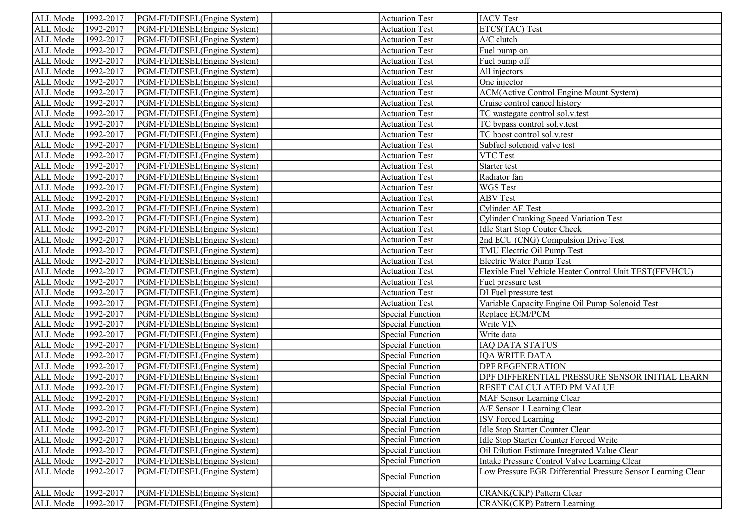| ALL Mode | 1992-2017 | PGM-FI/DIESEL(Engine System) | | Actuation Test | IACV Test |
|---|---|---|---|---|---|
| ALL Mode | 1992-2017 | PGM-FI/DIESEL(Engine System) | | Actuation Test | ETCS(TAC) Test |
| ALL Mode | 1992-2017 | PGM-FI/DIESEL(Engine System) | | Actuation Test | A/C clutch |
| ALL Mode | 1992-2017 | PGM-FI/DIESEL(Engine System) | | Actuation Test | Fuel pump on |
| ALL Mode | 1992-2017 | PGM-FI/DIESEL(Engine System) | | Actuation Test | Fuel pump off |
| ALL Mode | 1992-2017 | PGM-FI/DIESEL(Engine System) | | Actuation Test | All injectors |
| ALL Mode | 1992-2017 | PGM-FI/DIESEL(Engine System) | | Actuation Test | One injector |
| ALL Mode | 1992-2017 | PGM-FI/DIESEL(Engine System) | | Actuation Test | ACM(Active Control Engine Mount System) |
| ALL Mode | 1992-2017 | PGM-FI/DIESEL(Engine System) | | Actuation Test | Cruise control cancel history |
| ALL Mode | 1992-2017 | PGM-FI/DIESEL(Engine System) | | Actuation Test | TC wastegate control sol.v.test |
| ALL Mode | 1992-2017 | PGM-FI/DIESEL(Engine System) | | Actuation Test | TC bypass control sol.v.test |
| ALL Mode | 1992-2017 | PGM-FI/DIESEL(Engine System) | | Actuation Test | TC boost control sol.v.test |
| ALL Mode | 1992-2017 | PGM-FI/DIESEL(Engine System) | | Actuation Test | Subfuel solenoid valve test |
| ALL Mode | 1992-2017 | PGM-FI/DIESEL(Engine System) | | Actuation Test | VTC Test |
| ALL Mode | 1992-2017 | PGM-FI/DIESEL(Engine System) | | Actuation Test | Starter test |
| ALL Mode | 1992-2017 | PGM-FI/DIESEL(Engine System) | | Actuation Test | Radiator fan |
| ALL Mode | 1992-2017 | PGM-FI/DIESEL(Engine System) | | Actuation Test | WGS Test |
| ALL Mode | 1992-2017 | PGM-FI/DIESEL(Engine System) | | Actuation Test | ABV Test |
| ALL Mode | 1992-2017 | PGM-FI/DIESEL(Engine System) | | Actuation Test | Cylinder AF Test |
| ALL Mode | 1992-2017 | PGM-FI/DIESEL(Engine System) | | Actuation Test | Cylinder Cranking Speed Variation Test |
| ALL Mode | 1992-2017 | PGM-FI/DIESEL(Engine System) | | Actuation Test | Idle Start Stop Couter Check |
| ALL Mode | 1992-2017 | PGM-FI/DIESEL(Engine System) | | Actuation Test | 2nd ECU (CNG) Compulsion Drive Test |
| ALL Mode | 1992-2017 | PGM-FI/DIESEL(Engine System) | | Actuation Test | TMU Electric Oil Pump Test |
| ALL Mode | 1992-2017 | PGM-FI/DIESEL(Engine System) | | Actuation Test | Electric Water Pump Test |
| ALL Mode | 1992-2017 | PGM-FI/DIESEL(Engine System) | | Actuation Test | Flexible Fuel Vehicle Heater Control Unit TEST(FFVHCU) |
| ALL Mode | 1992-2017 | PGM-FI/DIESEL(Engine System) | | Actuation Test | Fuel pressure test |
| ALL Mode | 1992-2017 | PGM-FI/DIESEL(Engine System) | | Actuation Test | DI Fuel pressure test |
| ALL Mode | 1992-2017 | PGM-FI/DIESEL(Engine System) | | Actuation Test | Variable Capacity Engine Oil Pump Solenoid Test |
| ALL Mode | 1992-2017 | PGM-FI/DIESEL(Engine System) | | Special Function | Replace ECM/PCM |
| ALL Mode | 1992-2017 | PGM-FI/DIESEL(Engine System) | | Special Function | Write VIN |
| ALL Mode | 1992-2017 | PGM-FI/DIESEL(Engine System) | | Special Function | Write data |
| ALL Mode | 1992-2017 | PGM-FI/DIESEL(Engine System) | | Special Function | IAQ DATA STATUS |
| ALL Mode | 1992-2017 | PGM-FI/DIESEL(Engine System) | | Special Function | IQA WRITE DATA |
| ALL Mode | 1992-2017 | PGM-FI/DIESEL(Engine System) | | Special Function | DPF REGENERATION |
| ALL Mode | 1992-2017 | PGM-FI/DIESEL(Engine System) | | Special Function | DPF DIFFERENTIAL PRESSURE SENSOR INITIAL LEARN |
| ALL Mode | 1992-2017 | PGM-FI/DIESEL(Engine System) | | Special Function | RESET CALCULATED PM VALUE |
| ALL Mode | 1992-2017 | PGM-FI/DIESEL(Engine System) | | Special Function | MAF Sensor Learning Clear |
| ALL Mode | 1992-2017 | PGM-FI/DIESEL(Engine System) | | Special Function | A/F Sensor 1 Learning Clear |
| ALL Mode | 1992-2017 | PGM-FI/DIESEL(Engine System) | | Special Function | ISV Forced Learning |
| ALL Mode | 1992-2017 | PGM-FI/DIESEL(Engine System) | | Special Function | Idle Stop Starter Counter Clear |
| ALL Mode | 1992-2017 | PGM-FI/DIESEL(Engine System) | | Special Function | Idle Stop Starter Counter Forced Write |
| ALL Mode | 1992-2017 | PGM-FI/DIESEL(Engine System) | | Special Function | Oil Dilution Estimate Integrated Value Clear |
| ALL Mode | 1992-2017 | PGM-FI/DIESEL(Engine System) | | Special Function | Intake Pressure Control Valve Learning Clear |
| ALL Mode | 1992-2017 | PGM-FI/DIESEL(Engine System) | | Special Function | Low Pressure EGR Differential Pressure Sensor Learning Clear |
| ALL Mode | 1992-2017 | PGM-FI/DIESEL(Engine System) | | Special Function | CRANK(CKP) Pattern Clear |
| ALL Mode | 1992-2017 | PGM-FI/DIESEL(Engine System) | | Special Function | CRANK(CKP) Pattern Learning |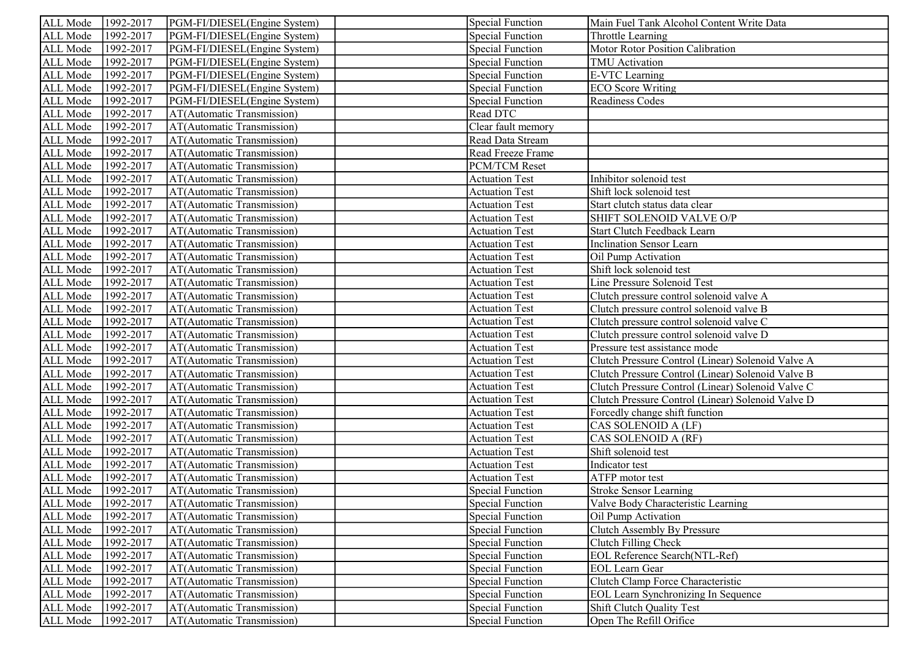| | | | | | |
|---|---|---|---|---|---|
| ALL Mode | 1992-2017 | PGM-FI/DIESEL(Engine System) | | Special Function | Main Fuel Tank Alcohol Content Write Data |
| ALL Mode | 1992-2017 | PGM-FI/DIESEL(Engine System) | | Special Function | Throttle Learning |
| ALL Mode | 1992-2017 | PGM-FI/DIESEL(Engine System) | | Special Function | Motor Rotor Position Calibration |
| ALL Mode | 1992-2017 | PGM-FI/DIESEL(Engine System) | | Special Function | TMU Activation |
| ALL Mode | 1992-2017 | PGM-FI/DIESEL(Engine System) | | Special Function | E-VTC Learning |
| ALL Mode | 1992-2017 | PGM-FI/DIESEL(Engine System) | | Special Function | ECO Score Writing |
| ALL Mode | 1992-2017 | PGM-FI/DIESEL(Engine System) | | Special Function | Readiness Codes |
| ALL Mode | 1992-2017 | AT(Automatic Transmission) | | Read DTC | |
| ALL Mode | 1992-2017 | AT(Automatic Transmission) | | Clear fault memory | |
| ALL Mode | 1992-2017 | AT(Automatic Transmission) | | Read Data Stream | |
| ALL Mode | 1992-2017 | AT(Automatic Transmission) | | Read Freeze Frame | |
| ALL Mode | 1992-2017 | AT(Automatic Transmission) | | PCM/TCM Reset | |
| ALL Mode | 1992-2017 | AT(Automatic Transmission) | | Actuation Test | Inhibitor solenoid test |
| ALL Mode | 1992-2017 | AT(Automatic Transmission) | | Actuation Test | Shift lock solenoid test |
| ALL Mode | 1992-2017 | AT(Automatic Transmission) | | Actuation Test | Start clutch status data clear |
| ALL Mode | 1992-2017 | AT(Automatic Transmission) | | Actuation Test | SHIFT SOLENOID VALVE O/P |
| ALL Mode | 1992-2017 | AT(Automatic Transmission) | | Actuation Test | Start Clutch Feedback Learn |
| ALL Mode | 1992-2017 | AT(Automatic Transmission) | | Actuation Test | Inclination Sensor Learn |
| ALL Mode | 1992-2017 | AT(Automatic Transmission) | | Actuation Test | Oil Pump Activation |
| ALL Mode | 1992-2017 | AT(Automatic Transmission) | | Actuation Test | Shift lock solenoid test |
| ALL Mode | 1992-2017 | AT(Automatic Transmission) | | Actuation Test | Line Pressure Solenoid Test |
| ALL Mode | 1992-2017 | AT(Automatic Transmission) | | Actuation Test | Clutch pressure control solenoid valve A |
| ALL Mode | 1992-2017 | AT(Automatic Transmission) | | Actuation Test | Clutch pressure control solenoid valve B |
| ALL Mode | 1992-2017 | AT(Automatic Transmission) | | Actuation Test | Clutch pressure control solenoid valve C |
| ALL Mode | 1992-2017 | AT(Automatic Transmission) | | Actuation Test | Clutch pressure control solenoid valve D |
| ALL Mode | 1992-2017 | AT(Automatic Transmission) | | Actuation Test | Pressure test assistance mode |
| ALL Mode | 1992-2017 | AT(Automatic Transmission) | | Actuation Test | Clutch Pressure Control (Linear) Solenoid Valve A |
| ALL Mode | 1992-2017 | AT(Automatic Transmission) | | Actuation Test | Clutch Pressure Control (Linear) Solenoid Valve B |
| ALL Mode | 1992-2017 | AT(Automatic Transmission) | | Actuation Test | Clutch Pressure Control (Linear) Solenoid Valve C |
| ALL Mode | 1992-2017 | AT(Automatic Transmission) | | Actuation Test | Clutch Pressure Control (Linear) Solenoid Valve D |
| ALL Mode | 1992-2017 | AT(Automatic Transmission) | | Actuation Test | Forcedly change shift function |
| ALL Mode | 1992-2017 | AT(Automatic Transmission) | | Actuation Test | CAS SOLENOID A (LF) |
| ALL Mode | 1992-2017 | AT(Automatic Transmission) | | Actuation Test | CAS SOLENOID A (RF) |
| ALL Mode | 1992-2017 | AT(Automatic Transmission) | | Actuation Test | Shift solenoid test |
| ALL Mode | 1992-2017 | AT(Automatic Transmission) | | Actuation Test | Indicator test |
| ALL Mode | 1992-2017 | AT(Automatic Transmission) | | Actuation Test | ATFP motor test |
| ALL Mode | 1992-2017 | AT(Automatic Transmission) | | Special Function | Stroke Sensor Learning |
| ALL Mode | 1992-2017 | AT(Automatic Transmission) | | Special Function | Valve Body Characteristic Learning |
| ALL Mode | 1992-2017 | AT(Automatic Transmission) | | Special Function | Oil Pump Activation |
| ALL Mode | 1992-2017 | AT(Automatic Transmission) | | Special Function | Clutch Assembly By Pressure |
| ALL Mode | 1992-2017 | AT(Automatic Transmission) | | Special Function | Clutch Filling Check |
| ALL Mode | 1992-2017 | AT(Automatic Transmission) | | Special Function | EOL Reference Search(NTL-Ref) |
| ALL Mode | 1992-2017 | AT(Automatic Transmission) | | Special Function | EOL Learn Gear |
| ALL Mode | 1992-2017 | AT(Automatic Transmission) | | Special Function | Clutch Clamp Force Characteristic |
| ALL Mode | 1992-2017 | AT(Automatic Transmission) | | Special Function | EOL Learn Synchronizing In Sequence |
| ALL Mode | 1992-2017 | AT(Automatic Transmission) | | Special Function | Shift Clutch Quality Test |
| ALL Mode | 1992-2017 | AT(Automatic Transmission) | | Special Function | Open The Refill Orifice |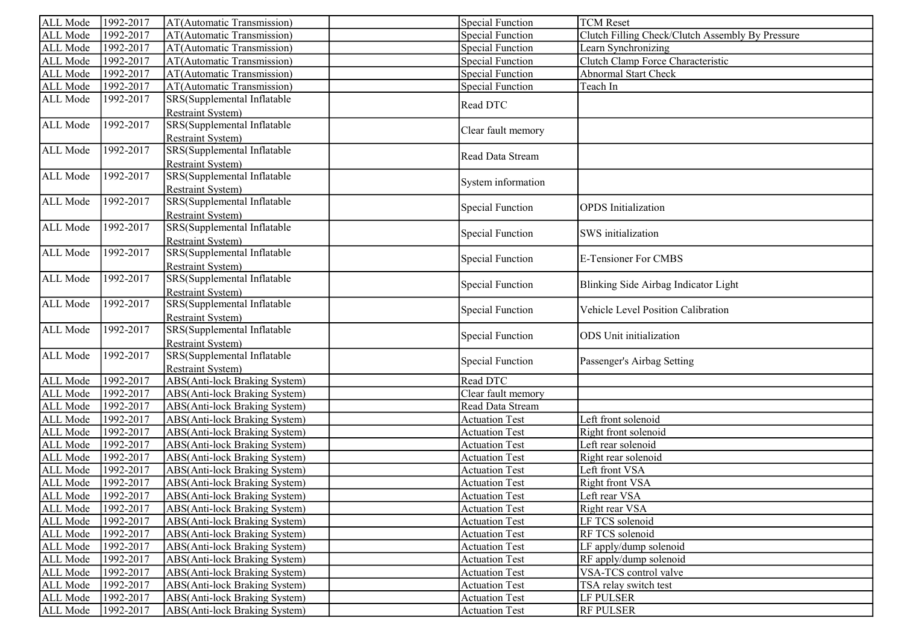| ALL Mode | 1992-2017 | AT(Automatic Transmission) | | Special Function | TCM Reset |
|---|---|---|---|---|---|
| ALL Mode | 1992-2017 | AT(Automatic Transmission) | | Special Function | Clutch Filling Check/Clutch Assembly By Pressure |
| ALL Mode | 1992-2017 | AT(Automatic Transmission) | | Special Function | Learn Synchronizing |
| ALL Mode | 1992-2017 | AT(Automatic Transmission) | | Special Function | Clutch Clamp Force Characteristic |
| ALL Mode | 1992-2017 | AT(Automatic Transmission) | | Special Function | Abnormal Start Check |
| ALL Mode | 1992-2017 | AT(Automatic Transmission) | | Special Function | Teach In |
| ALL Mode | 1992-2017 | SRS(Supplemental Inflatable Restraint System) | | Read DTC | |
| ALL Mode | 1992-2017 | SRS(Supplemental Inflatable Restraint System) | | Clear fault memory | |
| ALL Mode | 1992-2017 | SRS(Supplemental Inflatable Restraint System) | | Read Data Stream | |
| ALL Mode | 1992-2017 | SRS(Supplemental Inflatable Restraint System) | | System information | |
| ALL Mode | 1992-2017 | SRS(Supplemental Inflatable Restraint System) | | Special Function | OPDS Initialization |
| ALL Mode | 1992-2017 | SRS(Supplemental Inflatable Restraint System) | | Special Function | SWS initialization |
| ALL Mode | 1992-2017 | SRS(Supplemental Inflatable Restraint System) | | Special Function | E-Tensioner For CMBS |
| ALL Mode | 1992-2017 | SRS(Supplemental Inflatable Restraint System) | | Special Function | Blinking Side Airbag Indicator Light |
| ALL Mode | 1992-2017 | SRS(Supplemental Inflatable Restraint System) | | Special Function | Vehicle Level Position Calibration |
| ALL Mode | 1992-2017 | SRS(Supplemental Inflatable Restraint System) | | Special Function | ODS Unit initialization |
| ALL Mode | 1992-2017 | SRS(Supplemental Inflatable Restraint System) | | Special Function | Passenger's Airbag Setting |
| ALL Mode | 1992-2017 | ABS(Anti-lock Braking System) | | Read DTC | |
| ALL Mode | 1992-2017 | ABS(Anti-lock Braking System) | | Clear fault memory | |
| ALL Mode | 1992-2017 | ABS(Anti-lock Braking System) | | Read Data Stream | |
| ALL Mode | 1992-2017 | ABS(Anti-lock Braking System) | | Actuation Test | Left front solenoid |
| ALL Mode | 1992-2017 | ABS(Anti-lock Braking System) | | Actuation Test | Right front solenoid |
| ALL Mode | 1992-2017 | ABS(Anti-lock Braking System) | | Actuation Test | Left rear solenoid |
| ALL Mode | 1992-2017 | ABS(Anti-lock Braking System) | | Actuation Test | Right rear solenoid |
| ALL Mode | 1992-2017 | ABS(Anti-lock Braking System) | | Actuation Test | Left front VSA |
| ALL Mode | 1992-2017 | ABS(Anti-lock Braking System) | | Actuation Test | Right front VSA |
| ALL Mode | 1992-2017 | ABS(Anti-lock Braking System) | | Actuation Test | Left rear VSA |
| ALL Mode | 1992-2017 | ABS(Anti-lock Braking System) | | Actuation Test | Right rear VSA |
| ALL Mode | 1992-2017 | ABS(Anti-lock Braking System) | | Actuation Test | LF TCS solenoid |
| ALL Mode | 1992-2017 | ABS(Anti-lock Braking System) | | Actuation Test | RF TCS solenoid |
| ALL Mode | 1992-2017 | ABS(Anti-lock Braking System) | | Actuation Test | LF apply/dump solenoid |
| ALL Mode | 1992-2017 | ABS(Anti-lock Braking System) | | Actuation Test | RF apply/dump solenoid |
| ALL Mode | 1992-2017 | ABS(Anti-lock Braking System) | | Actuation Test | VSA-TCS control valve |
| ALL Mode | 1992-2017 | ABS(Anti-lock Braking System) | | Actuation Test | TSA relay switch test |
| ALL Mode | 1992-2017 | ABS(Anti-lock Braking System) | | Actuation Test | LF PULSER |
| ALL Mode | 1992-2017 | ABS(Anti-lock Braking System) | | Actuation Test | RF PULSER |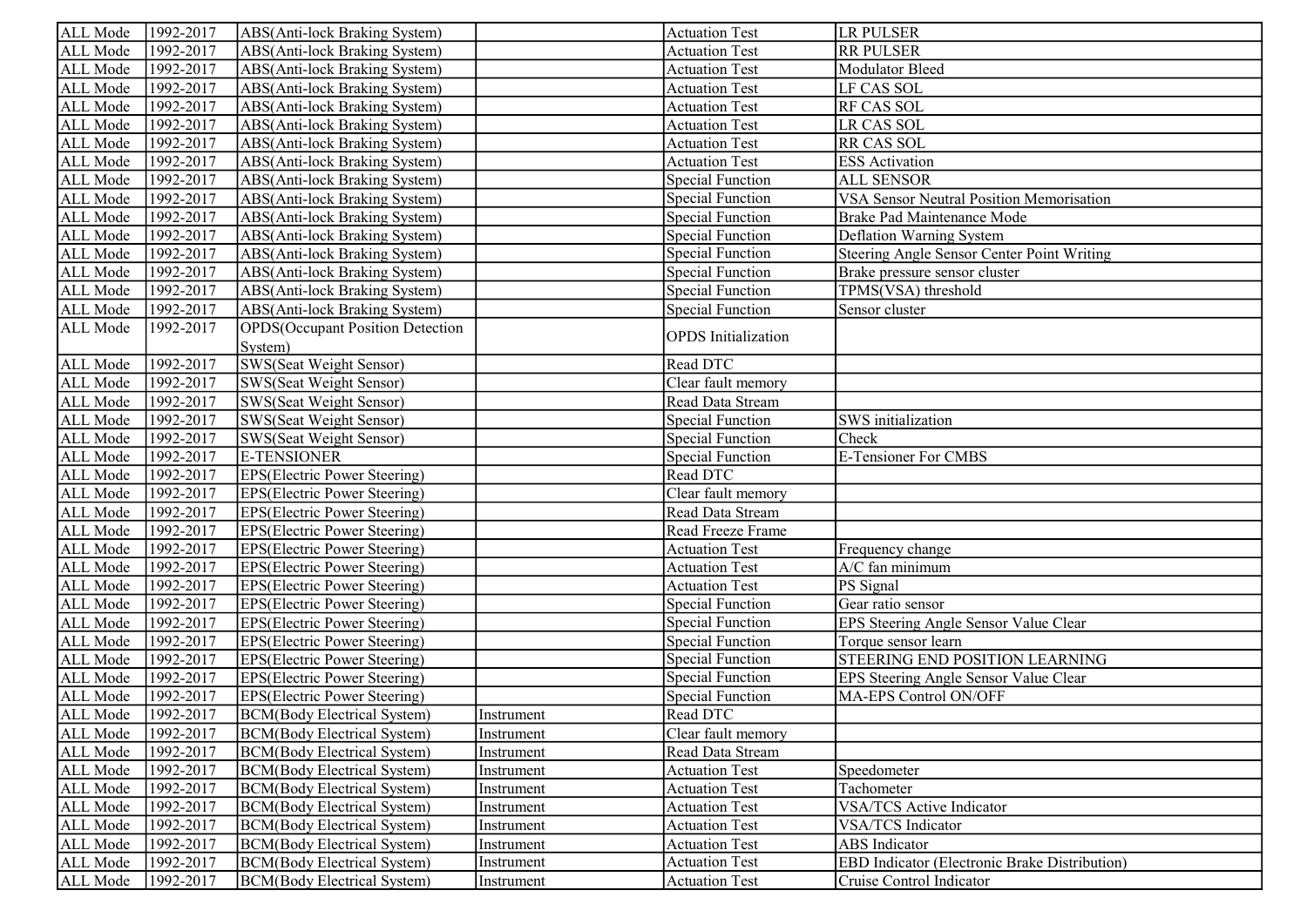| ALL Mode | 1992-2017 | ABS(Anti-lock Braking System) | | Actuation Test | LR PULSER |
|---|---|---|---|---|---|
| ALL Mode | 1992-2017 | ABS(Anti-lock Braking System) | | Actuation Test | RR PULSER |
| ALL Mode | 1992-2017 | ABS(Anti-lock Braking System) | | Actuation Test | Modulator Bleed |
| ALL Mode | 1992-2017 | ABS(Anti-lock Braking System) | | Actuation Test | LF CAS SOL |
| ALL Mode | 1992-2017 | ABS(Anti-lock Braking System) | | Actuation Test | RF CAS SOL |
| ALL Mode | 1992-2017 | ABS(Anti-lock Braking System) | | Actuation Test | LR CAS SOL |
| ALL Mode | 1992-2017 | ABS(Anti-lock Braking System) | | Actuation Test | RR CAS SOL |
| ALL Mode | 1992-2017 | ABS(Anti-lock Braking System) | | Actuation Test | ESS Activation |
| ALL Mode | 1992-2017 | ABS(Anti-lock Braking System) | | Special Function | ALL SENSOR |
| ALL Mode | 1992-2017 | ABS(Anti-lock Braking System) | | Special Function | VSA Sensor Neutral Position Memorisation |
| ALL Mode | 1992-2017 | ABS(Anti-lock Braking System) | | Special Function | Brake Pad Maintenance Mode |
| ALL Mode | 1992-2017 | ABS(Anti-lock Braking System) | | Special Function | Deflation Warning System |
| ALL Mode | 1992-2017 | ABS(Anti-lock Braking System) | | Special Function | Steering Angle Sensor Center Point Writing |
| ALL Mode | 1992-2017 | ABS(Anti-lock Braking System) | | Special Function | Brake pressure sensor cluster |
| ALL Mode | 1992-2017 | ABS(Anti-lock Braking System) | | Special Function | TPMS(VSA) threshold |
| ALL Mode | 1992-2017 | ABS(Anti-lock Braking System) | | Special Function | Sensor cluster |
| ALL Mode | 1992-2017 | OPDS(Occupant Position Detection System) | | OPDS Initialization | |
| ALL Mode | 1992-2017 | SWS(Seat Weight Sensor) | | Read DTC | |
| ALL Mode | 1992-2017 | SWS(Seat Weight Sensor) | | Clear fault memory | |
| ALL Mode | 1992-2017 | SWS(Seat Weight Sensor) | | Read Data Stream | |
| ALL Mode | 1992-2017 | SWS(Seat Weight Sensor) | | Special Function | SWS initialization |
| ALL Mode | 1992-2017 | SWS(Seat Weight Sensor) | | Special Function | Check |
| ALL Mode | 1992-2017 | E-TENSIONER | | Special Function | E-Tensioner For CMBS |
| ALL Mode | 1992-2017 | EPS(Electric Power Steering) | | Read DTC | |
| ALL Mode | 1992-2017 | EPS(Electric Power Steering) | | Clear fault memory | |
| ALL Mode | 1992-2017 | EPS(Electric Power Steering) | | Read Data Stream | |
| ALL Mode | 1992-2017 | EPS(Electric Power Steering) | | Read Freeze Frame | |
| ALL Mode | 1992-2017 | EPS(Electric Power Steering) | | Actuation Test | Frequency change |
| ALL Mode | 1992-2017 | EPS(Electric Power Steering) | | Actuation Test | A/C fan minimum |
| ALL Mode | 1992-2017 | EPS(Electric Power Steering) | | Actuation Test | PS Signal |
| ALL Mode | 1992-2017 | EPS(Electric Power Steering) | | Special Function | Gear ratio sensor |
| ALL Mode | 1992-2017 | EPS(Electric Power Steering) | | Special Function | EPS Steering Angle Sensor Value Clear |
| ALL Mode | 1992-2017 | EPS(Electric Power Steering) | | Special Function | Torque sensor learn |
| ALL Mode | 1992-2017 | EPS(Electric Power Steering) | | Special Function | STEERING END POSITION LEARNING |
| ALL Mode | 1992-2017 | EPS(Electric Power Steering) | | Special Function | EPS Steering Angle Sensor Value Clear |
| ALL Mode | 1992-2017 | EPS(Electric Power Steering) | | Special Function | MA-EPS Control ON/OFF |
| ALL Mode | 1992-2017 | BCM(Body Electrical System) | Instrument | Read DTC | |
| ALL Mode | 1992-2017 | BCM(Body Electrical System) | Instrument | Clear fault memory | |
| ALL Mode | 1992-2017 | BCM(Body Electrical System) | Instrument | Read Data Stream | |
| ALL Mode | 1992-2017 | BCM(Body Electrical System) | Instrument | Actuation Test | Speedometer |
| ALL Mode | 1992-2017 | BCM(Body Electrical System) | Instrument | Actuation Test | Tachometer |
| ALL Mode | 1992-2017 | BCM(Body Electrical System) | Instrument | Actuation Test | VSA/TCS Active Indicator |
| ALL Mode | 1992-2017 | BCM(Body Electrical System) | Instrument | Actuation Test | VSA/TCS Indicator |
| ALL Mode | 1992-2017 | BCM(Body Electrical System) | Instrument | Actuation Test | ABS Indicator |
| ALL Mode | 1992-2017 | BCM(Body Electrical System) | Instrument | Actuation Test | EBD Indicator (Electronic Brake Distribution) |
| ALL Mode | 1992-2017 | BCM(Body Electrical System) | Instrument | Actuation Test | Cruise Control Indicator |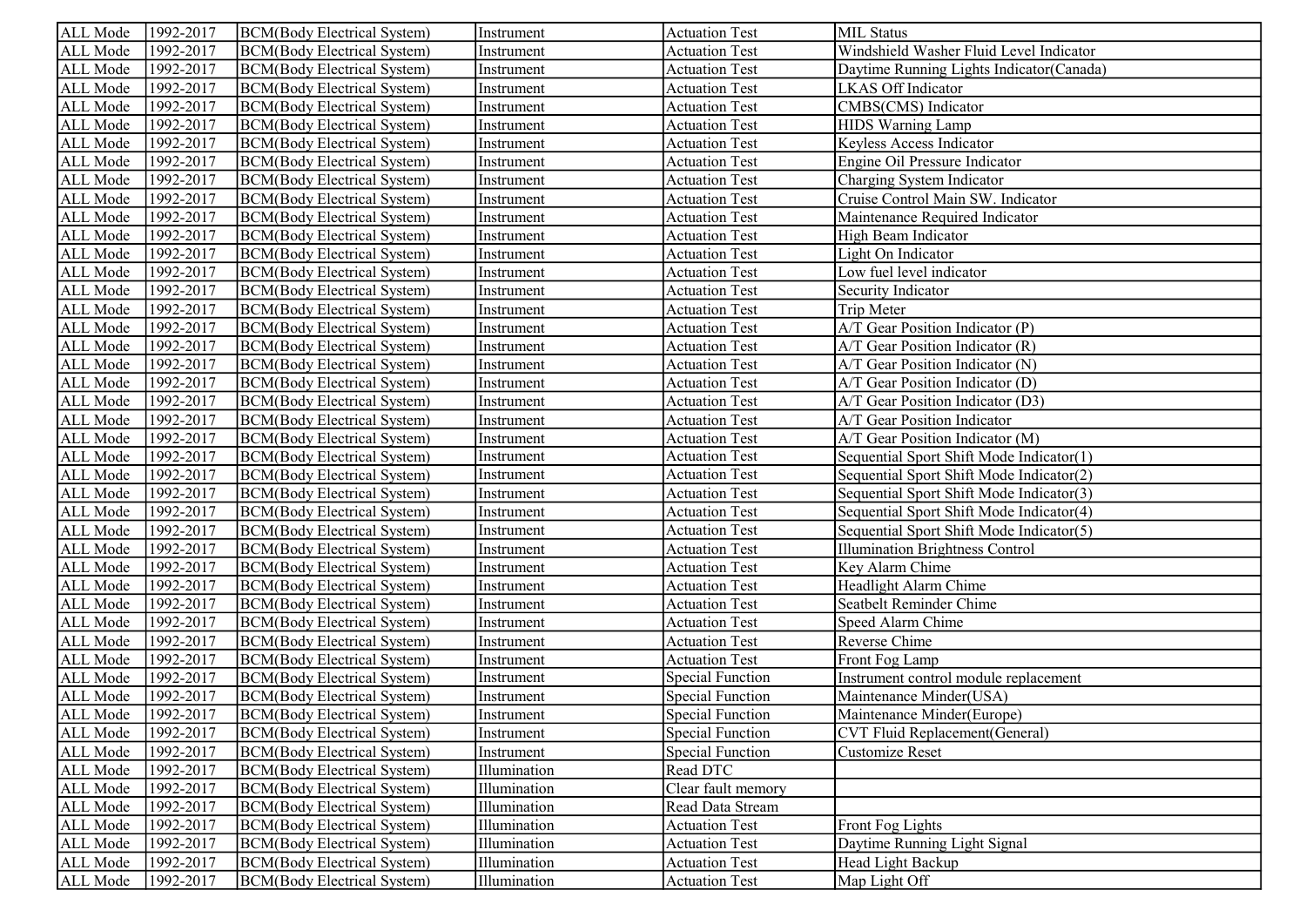| ALL Mode | 1992-2017 | BCM(Body Electrical System) | Instrument | Actuation Test | MIL Status |
|---|---|---|---|---|---|
| ALL Mode | 1992-2017 | BCM(Body Electrical System) | Instrument | Actuation Test | Windshield Washer Fluid Level Indicator |
| ALL Mode | 1992-2017 | BCM(Body Electrical System) | Instrument | Actuation Test | Daytime Running Lights Indicator(Canada) |
| ALL Mode | 1992-2017 | BCM(Body Electrical System) | Instrument | Actuation Test | LKAS Off Indicator |
| ALL Mode | 1992-2017 | BCM(Body Electrical System) | Instrument | Actuation Test | CMBS(CMS) Indicator |
| ALL Mode | 1992-2017 | BCM(Body Electrical System) | Instrument | Actuation Test | HIDS Warning Lamp |
| ALL Mode | 1992-2017 | BCM(Body Electrical System) | Instrument | Actuation Test | Keyless Access Indicator |
| ALL Mode | 1992-2017 | BCM(Body Electrical System) | Instrument | Actuation Test | Engine Oil Pressure Indicator |
| ALL Mode | 1992-2017 | BCM(Body Electrical System) | Instrument | Actuation Test | Charging System Indicator |
| ALL Mode | 1992-2017 | BCM(Body Electrical System) | Instrument | Actuation Test | Cruise Control Main SW. Indicator |
| ALL Mode | 1992-2017 | BCM(Body Electrical System) | Instrument | Actuation Test | Maintenance Required Indicator |
| ALL Mode | 1992-2017 | BCM(Body Electrical System) | Instrument | Actuation Test | High Beam Indicator |
| ALL Mode | 1992-2017 | BCM(Body Electrical System) | Instrument | Actuation Test | Light On Indicator |
| ALL Mode | 1992-2017 | BCM(Body Electrical System) | Instrument | Actuation Test | Low fuel level indicator |
| ALL Mode | 1992-2017 | BCM(Body Electrical System) | Instrument | Actuation Test | Security Indicator |
| ALL Mode | 1992-2017 | BCM(Body Electrical System) | Instrument | Actuation Test | Trip Meter |
| ALL Mode | 1992-2017 | BCM(Body Electrical System) | Instrument | Actuation Test | A/T Gear Position Indicator (P) |
| ALL Mode | 1992-2017 | BCM(Body Electrical System) | Instrument | Actuation Test | A/T Gear Position Indicator (R) |
| ALL Mode | 1992-2017 | BCM(Body Electrical System) | Instrument | Actuation Test | A/T Gear Position Indicator (N) |
| ALL Mode | 1992-2017 | BCM(Body Electrical System) | Instrument | Actuation Test | A/T Gear Position Indicator (D) |
| ALL Mode | 1992-2017 | BCM(Body Electrical System) | Instrument | Actuation Test | A/T Gear Position Indicator (D3) |
| ALL Mode | 1992-2017 | BCM(Body Electrical System) | Instrument | Actuation Test | A/T Gear Position Indicator |
| ALL Mode | 1992-2017 | BCM(Body Electrical System) | Instrument | Actuation Test | A/T Gear Position Indicator (M) |
| ALL Mode | 1992-2017 | BCM(Body Electrical System) | Instrument | Actuation Test | Sequential Sport Shift Mode Indicator(1) |
| ALL Mode | 1992-2017 | BCM(Body Electrical System) | Instrument | Actuation Test | Sequential Sport Shift Mode Indicator(2) |
| ALL Mode | 1992-2017 | BCM(Body Electrical System) | Instrument | Actuation Test | Sequential Sport Shift Mode Indicator(3) |
| ALL Mode | 1992-2017 | BCM(Body Electrical System) | Instrument | Actuation Test | Sequential Sport Shift Mode Indicator(4) |
| ALL Mode | 1992-2017 | BCM(Body Electrical System) | Instrument | Actuation Test | Sequential Sport Shift Mode Indicator(5) |
| ALL Mode | 1992-2017 | BCM(Body Electrical System) | Instrument | Actuation Test | Illumination Brightness Control |
| ALL Mode | 1992-2017 | BCM(Body Electrical System) | Instrument | Actuation Test | Key Alarm Chime |
| ALL Mode | 1992-2017 | BCM(Body Electrical System) | Instrument | Actuation Test | Headlight Alarm Chime |
| ALL Mode | 1992-2017 | BCM(Body Electrical System) | Instrument | Actuation Test | Seatbelt Reminder Chime |
| ALL Mode | 1992-2017 | BCM(Body Electrical System) | Instrument | Actuation Test | Speed Alarm Chime |
| ALL Mode | 1992-2017 | BCM(Body Electrical System) | Instrument | Actuation Test | Reverse Chime |
| ALL Mode | 1992-2017 | BCM(Body Electrical System) | Instrument | Actuation Test | Front Fog Lamp |
| ALL Mode | 1992-2017 | BCM(Body Electrical System) | Instrument | Special Function | Instrument control module replacement |
| ALL Mode | 1992-2017 | BCM(Body Electrical System) | Instrument | Special Function | Maintenance Minder(USA) |
| ALL Mode | 1992-2017 | BCM(Body Electrical System) | Instrument | Special Function | Maintenance Minder(Europe) |
| ALL Mode | 1992-2017 | BCM(Body Electrical System) | Instrument | Special Function | CVT Fluid Replacement(General) |
| ALL Mode | 1992-2017 | BCM(Body Electrical System) | Instrument | Special Function | Customize Reset |
| ALL Mode | 1992-2017 | BCM(Body Electrical System) | Illumination | Read DTC | |
| ALL Mode | 1992-2017 | BCM(Body Electrical System) | Illumination | Clear fault memory | |
| ALL Mode | 1992-2017 | BCM(Body Electrical System) | Illumination | Read Data Stream | |
| ALL Mode | 1992-2017 | BCM(Body Electrical System) | Illumination | Actuation Test | Front Fog Lights |
| ALL Mode | 1992-2017 | BCM(Body Electrical System) | Illumination | Actuation Test | Daytime Running Light Signal |
| ALL Mode | 1992-2017 | BCM(Body Electrical System) | Illumination | Actuation Test | Head Light Backup |
| ALL Mode | 1992-2017 | BCM(Body Electrical System) | Illumination | Actuation Test | Map Light Off |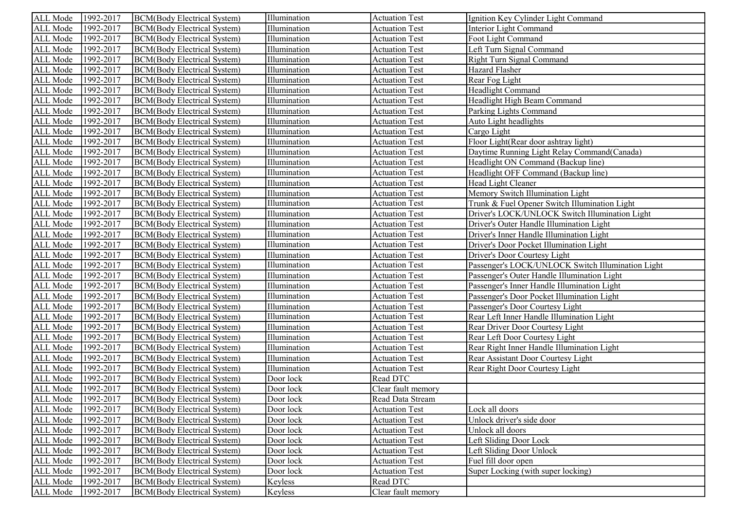| ALL Mode | 1992-2017 | BCM(Body Electrical System) | Illumination | Actuation Test | Ignition Key Cylinder Light Command |
|---|---|---|---|---|---|
| ALL Mode | 1992-2017 | BCM(Body Electrical System) | Illumination | Actuation Test | Interior Light Command |
| ALL Mode | 1992-2017 | BCM(Body Electrical System) | Illumination | Actuation Test | Foot Light Command |
| ALL Mode | 1992-2017 | BCM(Body Electrical System) | Illumination | Actuation Test | Left Turn Signal Command |
| ALL Mode | 1992-2017 | BCM(Body Electrical System) | Illumination | Actuation Test | Right Turn Signal Command |
| ALL Mode | 1992-2017 | BCM(Body Electrical System) | Illumination | Actuation Test | Hazard Flasher |
| ALL Mode | 1992-2017 | BCM(Body Electrical System) | Illumination | Actuation Test | Rear Fog Light |
| ALL Mode | 1992-2017 | BCM(Body Electrical System) | Illumination | Actuation Test | Headlight Command |
| ALL Mode | 1992-2017 | BCM(Body Electrical System) | Illumination | Actuation Test | Headlight High Beam Command |
| ALL Mode | 1992-2017 | BCM(Body Electrical System) | Illumination | Actuation Test | Parking Lights Command |
| ALL Mode | 1992-2017 | BCM(Body Electrical System) | Illumination | Actuation Test | Auto Light headlights |
| ALL Mode | 1992-2017 | BCM(Body Electrical System) | Illumination | Actuation Test | Cargo Light |
| ALL Mode | 1992-2017 | BCM(Body Electrical System) | Illumination | Actuation Test | Floor Light(Rear door ashtray light) |
| ALL Mode | 1992-2017 | BCM(Body Electrical System) | Illumination | Actuation Test | Daytime Running Light Relay Command(Canada) |
| ALL Mode | 1992-2017 | BCM(Body Electrical System) | Illumination | Actuation Test | Headlight ON Command (Backup line) |
| ALL Mode | 1992-2017 | BCM(Body Electrical System) | Illumination | Actuation Test | Headlight OFF Command (Backup line) |
| ALL Mode | 1992-2017 | BCM(Body Electrical System) | Illumination | Actuation Test | Head Light Cleaner |
| ALL Mode | 1992-2017 | BCM(Body Electrical System) | Illumination | Actuation Test | Memory Switch Illumination Light |
| ALL Mode | 1992-2017 | BCM(Body Electrical System) | Illumination | Actuation Test | Trunk & Fuel Opener Switch Illumination Light |
| ALL Mode | 1992-2017 | BCM(Body Electrical System) | Illumination | Actuation Test | Driver's LOCK/UNLOCK Switch Illumination Light |
| ALL Mode | 1992-2017 | BCM(Body Electrical System) | Illumination | Actuation Test | Driver's Outer Handle Illumination Light |
| ALL Mode | 1992-2017 | BCM(Body Electrical System) | Illumination | Actuation Test | Driver's Inner Handle Illumination Light |
| ALL Mode | 1992-2017 | BCM(Body Electrical System) | Illumination | Actuation Test | Driver's Door Pocket Illumination Light |
| ALL Mode | 1992-2017 | BCM(Body Electrical System) | Illumination | Actuation Test | Driver's Door Courtesy Light |
| ALL Mode | 1992-2017 | BCM(Body Electrical System) | Illumination | Actuation Test | Passenger's LOCK/UNLOCK Switch Illumination Light |
| ALL Mode | 1992-2017 | BCM(Body Electrical System) | Illumination | Actuation Test | Passenger's Outer Handle Illumination Light |
| ALL Mode | 1992-2017 | BCM(Body Electrical System) | Illumination | Actuation Test | Passenger's Inner Handle Illumination Light |
| ALL Mode | 1992-2017 | BCM(Body Electrical System) | Illumination | Actuation Test | Passenger's Door Pocket Illumination Light |
| ALL Mode | 1992-2017 | BCM(Body Electrical System) | Illumination | Actuation Test | Passenger's Door Courtesy Light |
| ALL Mode | 1992-2017 | BCM(Body Electrical System) | Illumination | Actuation Test | Rear Left Inner Handle Illumination Light |
| ALL Mode | 1992-2017 | BCM(Body Electrical System) | Illumination | Actuation Test | Rear Driver Door Courtesy Light |
| ALL Mode | 1992-2017 | BCM(Body Electrical System) | Illumination | Actuation Test | Rear Left Door Courtesy Light |
| ALL Mode | 1992-2017 | BCM(Body Electrical System) | Illumination | Actuation Test | Rear Right Inner Handle Illumination Light |
| ALL Mode | 1992-2017 | BCM(Body Electrical System) | Illumination | Actuation Test | Rear Assistant Door Courtesy Light |
| ALL Mode | 1992-2017 | BCM(Body Electrical System) | Illumination | Actuation Test | Rear Right Door Courtesy Light |
| ALL Mode | 1992-2017 | BCM(Body Electrical System) | Door lock | Read DTC | |
| ALL Mode | 1992-2017 | BCM(Body Electrical System) | Door lock | Clear fault memory | |
| ALL Mode | 1992-2017 | BCM(Body Electrical System) | Door lock | Read Data Stream | |
| ALL Mode | 1992-2017 | BCM(Body Electrical System) | Door lock | Actuation Test | Lock all doors |
| ALL Mode | 1992-2017 | BCM(Body Electrical System) | Door lock | Actuation Test | Unlock driver's side door |
| ALL Mode | 1992-2017 | BCM(Body Electrical System) | Door lock | Actuation Test | Unlock all doors |
| ALL Mode | 1992-2017 | BCM(Body Electrical System) | Door lock | Actuation Test | Left Sliding Door Lock |
| ALL Mode | 1992-2017 | BCM(Body Electrical System) | Door lock | Actuation Test | Left Sliding Door Unlock |
| ALL Mode | 1992-2017 | BCM(Body Electrical System) | Door lock | Actuation Test | Fuel fill door open |
| ALL Mode | 1992-2017 | BCM(Body Electrical System) | Door lock | Actuation Test | Super Locking (with super locking) |
| ALL Mode | 1992-2017 | BCM(Body Electrical System) | Keyless | Read DTC | |
| ALL Mode | 1992-2017 | BCM(Body Electrical System) | Keyless | Clear fault memory | |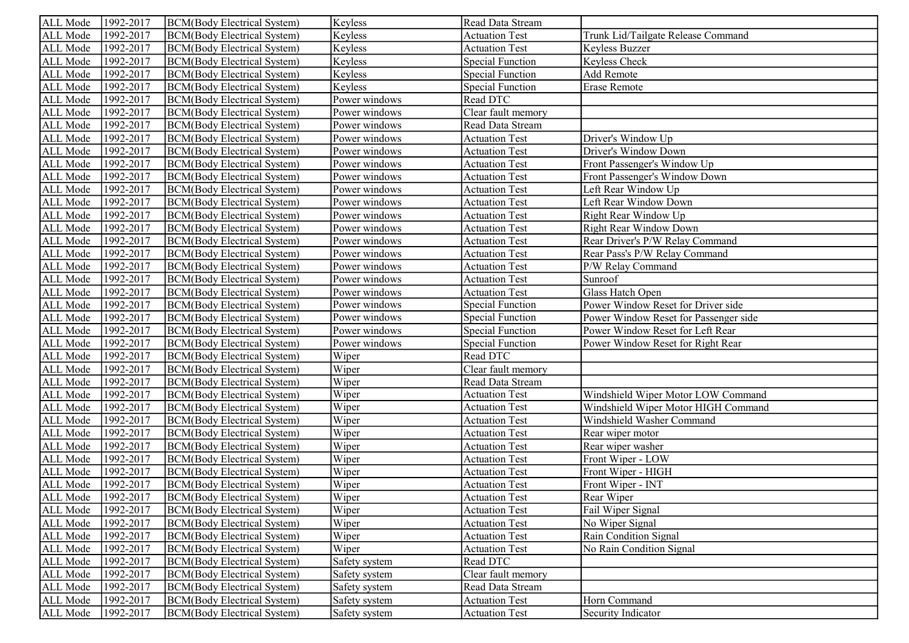| ALL Mode | 1992-2017 | BCM(Body Electrical System) | Keyless | Read Data Stream | |
|---|---|---|---|---|---|
| ALL Mode | 1992-2017 | BCM(Body Electrical System) | Keyless | Actuation Test | Trunk Lid/Tailgate Release Command |
| ALL Mode | 1992-2017 | BCM(Body Electrical System) | Keyless | Actuation Test | Keyless Buzzer |
| ALL Mode | 1992-2017 | BCM(Body Electrical System) | Keyless | Special Function | Keyless Check |
| ALL Mode | 1992-2017 | BCM(Body Electrical System) | Keyless | Special Function | Add Remote |
| ALL Mode | 1992-2017 | BCM(Body Electrical System) | Keyless | Special Function | Erase Remote |
| ALL Mode | 1992-2017 | BCM(Body Electrical System) | Power windows | Read DTC | |
| ALL Mode | 1992-2017 | BCM(Body Electrical System) | Power windows | Clear fault memory | |
| ALL Mode | 1992-2017 | BCM(Body Electrical System) | Power windows | Read Data Stream | |
| ALL Mode | 1992-2017 | BCM(Body Electrical System) | Power windows | Actuation Test | Driver's Window Up |
| ALL Mode | 1992-2017 | BCM(Body Electrical System) | Power windows | Actuation Test | Driver's Window Down |
| ALL Mode | 1992-2017 | BCM(Body Electrical System) | Power windows | Actuation Test | Front Passenger's Window Up |
| ALL Mode | 1992-2017 | BCM(Body Electrical System) | Power windows | Actuation Test | Front Passenger's Window Down |
| ALL Mode | 1992-2017 | BCM(Body Electrical System) | Power windows | Actuation Test | Left Rear Window Up |
| ALL Mode | 1992-2017 | BCM(Body Electrical System) | Power windows | Actuation Test | Left Rear Window Down |
| ALL Mode | 1992-2017 | BCM(Body Electrical System) | Power windows | Actuation Test | Right Rear Window Up |
| ALL Mode | 1992-2017 | BCM(Body Electrical System) | Power windows | Actuation Test | Right Rear Window Down |
| ALL Mode | 1992-2017 | BCM(Body Electrical System) | Power windows | Actuation Test | Rear Driver's P/W Relay Command |
| ALL Mode | 1992-2017 | BCM(Body Electrical System) | Power windows | Actuation Test | Rear Pass's P/W Relay Command |
| ALL Mode | 1992-2017 | BCM(Body Electrical System) | Power windows | Actuation Test | P/W Relay Command |
| ALL Mode | 1992-2017 | BCM(Body Electrical System) | Power windows | Actuation Test | Sunroof |
| ALL Mode | 1992-2017 | BCM(Body Electrical System) | Power windows | Actuation Test | Glass Hatch Open |
| ALL Mode | 1992-2017 | BCM(Body Electrical System) | Power windows | Special Function | Power Window Reset for Driver side |
| ALL Mode | 1992-2017 | BCM(Body Electrical System) | Power windows | Special Function | Power Window Reset for Passenger side |
| ALL Mode | 1992-2017 | BCM(Body Electrical System) | Power windows | Special Function | Power Window Reset for Left Rear |
| ALL Mode | 1992-2017 | BCM(Body Electrical System) | Power windows | Special Function | Power Window Reset for Right Rear |
| ALL Mode | 1992-2017 | BCM(Body Electrical System) | Wiper | Read DTC | |
| ALL Mode | 1992-2017 | BCM(Body Electrical System) | Wiper | Clear fault memory | |
| ALL Mode | 1992-2017 | BCM(Body Electrical System) | Wiper | Read Data Stream | |
| ALL Mode | 1992-2017 | BCM(Body Electrical System) | Wiper | Actuation Test | Windshield Wiper Motor LOW Command |
| ALL Mode | 1992-2017 | BCM(Body Electrical System) | Wiper | Actuation Test | Windshield Wiper Motor HIGH Command |
| ALL Mode | 1992-2017 | BCM(Body Electrical System) | Wiper | Actuation Test | Windshield Washer Command |
| ALL Mode | 1992-2017 | BCM(Body Electrical System) | Wiper | Actuation Test | Rear wiper motor |
| ALL Mode | 1992-2017 | BCM(Body Electrical System) | Wiper | Actuation Test | Rear wiper washer |
| ALL Mode | 1992-2017 | BCM(Body Electrical System) | Wiper | Actuation Test | Front Wiper - LOW |
| ALL Mode | 1992-2017 | BCM(Body Electrical System) | Wiper | Actuation Test | Front Wiper - HIGH |
| ALL Mode | 1992-2017 | BCM(Body Electrical System) | Wiper | Actuation Test | Front Wiper - INT |
| ALL Mode | 1992-2017 | BCM(Body Electrical System) | Wiper | Actuation Test | Rear Wiper |
| ALL Mode | 1992-2017 | BCM(Body Electrical System) | Wiper | Actuation Test | Fail Wiper Signal |
| ALL Mode | 1992-2017 | BCM(Body Electrical System) | Wiper | Actuation Test | No Wiper Signal |
| ALL Mode | 1992-2017 | BCM(Body Electrical System) | Wiper | Actuation Test | Rain Condition Signal |
| ALL Mode | 1992-2017 | BCM(Body Electrical System) | Wiper | Actuation Test | No Rain Condition Signal |
| ALL Mode | 1992-2017 | BCM(Body Electrical System) | Safety system | Read DTC | |
| ALL Mode | 1992-2017 | BCM(Body Electrical System) | Safety system | Clear fault memory | |
| ALL Mode | 1992-2017 | BCM(Body Electrical System) | Safety system | Read Data Stream | |
| ALL Mode | 1992-2017 | BCM(Body Electrical System) | Safety system | Actuation Test | Horn Command |
| ALL Mode | 1992-2017 | BCM(Body Electrical System) | Safety system | Actuation Test | Security Indicator |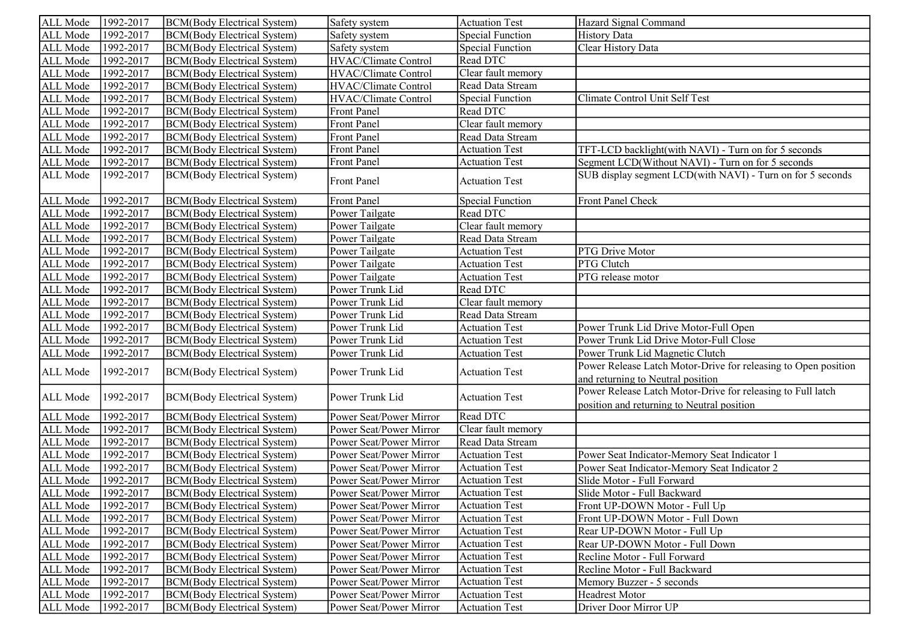| ALL Mode | 1992-2017 | BCM(Body Electrical System) | Safety system | Actuation Test | Hazard Signal Command |
|---|---|---|---|---|---|
| ALL Mode | 1992-2017 | BCM(Body Electrical System) | Safety system | Special Function | History Data |
| ALL Mode | 1992-2017 | BCM(Body Electrical System) | Safety system | Special Function | Clear History Data |
| ALL Mode | 1992-2017 | BCM(Body Electrical System) | HVAC/Climate Control | Read DTC | |
| ALL Mode | 1992-2017 | BCM(Body Electrical System) | HVAC/Climate Control | Clear fault memory | |
| ALL Mode | 1992-2017 | BCM(Body Electrical System) | HVAC/Climate Control | Read Data Stream | |
| ALL Mode | 1992-2017 | BCM(Body Electrical System) | HVAC/Climate Control | Special Function | Climate Control Unit Self Test |
| ALL Mode | 1992-2017 | BCM(Body Electrical System) | Front Panel | Read DTC | |
| ALL Mode | 1992-2017 | BCM(Body Electrical System) | Front Panel | Clear fault memory | |
| ALL Mode | 1992-2017 | BCM(Body Electrical System) | Front Panel | Read Data Stream | |
| ALL Mode | 1992-2017 | BCM(Body Electrical System) | Front Panel | Actuation Test | TFT-LCD backlight(with NAVI) - Turn on for 5 seconds |
| ALL Mode | 1992-2017 | BCM(Body Electrical System) | Front Panel | Actuation Test | Segment LCD(Without NAVI) - Turn on for 5 seconds |
| ALL Mode | 1992-2017 | BCM(Body Electrical System) | Front Panel | Actuation Test | SUB display segment LCD(with NAVI) - Turn on for 5 seconds |
| ALL Mode | 1992-2017 | BCM(Body Electrical System) | Front Panel | Special Function | Front Panel Check |
| ALL Mode | 1992-2017 | BCM(Body Electrical System) | Power Tailgate | Read DTC | |
| ALL Mode | 1992-2017 | BCM(Body Electrical System) | Power Tailgate | Clear fault memory | |
| ALL Mode | 1992-2017 | BCM(Body Electrical System) | Power Tailgate | Read Data Stream | |
| ALL Mode | 1992-2017 | BCM(Body Electrical System) | Power Tailgate | Actuation Test | PTG Drive Motor |
| ALL Mode | 1992-2017 | BCM(Body Electrical System) | Power Tailgate | Actuation Test | PTG Clutch |
| ALL Mode | 1992-2017 | BCM(Body Electrical System) | Power Tailgate | Actuation Test | PTG release motor |
| ALL Mode | 1992-2017 | BCM(Body Electrical System) | Power Trunk Lid | Read DTC | |
| ALL Mode | 1992-2017 | BCM(Body Electrical System) | Power Trunk Lid | Clear fault memory | |
| ALL Mode | 1992-2017 | BCM(Body Electrical System) | Power Trunk Lid | Read Data Stream | |
| ALL Mode | 1992-2017 | BCM(Body Electrical System) | Power Trunk Lid | Actuation Test | Power Trunk Lid Drive Motor-Full Open |
| ALL Mode | 1992-2017 | BCM(Body Electrical System) | Power Trunk Lid | Actuation Test | Power Trunk Lid Drive Motor-Full Close |
| ALL Mode | 1992-2017 | BCM(Body Electrical System) | Power Trunk Lid | Actuation Test | Power Trunk Lid Magnetic Clutch |
| ALL Mode | 1992-2017 | BCM(Body Electrical System) | Power Trunk Lid | Actuation Test | Power Release Latch Motor-Drive for releasing to Open position and returning to Neutral position |
| ALL Mode | 1992-2017 | BCM(Body Electrical System) | Power Trunk Lid | Actuation Test | Power Release Latch Motor-Drive for releasing to Full latch position and returning to Neutral position |
| ALL Mode | 1992-2017 | BCM(Body Electrical System) | Power Seat/Power Mirror | Read DTC | |
| ALL Mode | 1992-2017 | BCM(Body Electrical System) | Power Seat/Power Mirror | Clear fault memory | |
| ALL Mode | 1992-2017 | BCM(Body Electrical System) | Power Seat/Power Mirror | Read Data Stream | |
| ALL Mode | 1992-2017 | BCM(Body Electrical System) | Power Seat/Power Mirror | Actuation Test | Power Seat Indicator-Memory Seat Indicator 1 |
| ALL Mode | 1992-2017 | BCM(Body Electrical System) | Power Seat/Power Mirror | Actuation Test | Power Seat Indicator-Memory Seat Indicator 2 |
| ALL Mode | 1992-2017 | BCM(Body Electrical System) | Power Seat/Power Mirror | Actuation Test | Slide Motor - Full Forward |
| ALL Mode | 1992-2017 | BCM(Body Electrical System) | Power Seat/Power Mirror | Actuation Test | Slide Motor - Full Backward |
| ALL Mode | 1992-2017 | BCM(Body Electrical System) | Power Seat/Power Mirror | Actuation Test | Front UP-DOWN Motor - Full Up |
| ALL Mode | 1992-2017 | BCM(Body Electrical System) | Power Seat/Power Mirror | Actuation Test | Front UP-DOWN Motor - Full Down |
| ALL Mode | 1992-2017 | BCM(Body Electrical System) | Power Seat/Power Mirror | Actuation Test | Rear UP-DOWN Motor - Full Up |
| ALL Mode | 1992-2017 | BCM(Body Electrical System) | Power Seat/Power Mirror | Actuation Test | Rear UP-DOWN Motor - Full Down |
| ALL Mode | 1992-2017 | BCM(Body Electrical System) | Power Seat/Power Mirror | Actuation Test | Recline Motor - Full Forward |
| ALL Mode | 1992-2017 | BCM(Body Electrical System) | Power Seat/Power Mirror | Actuation Test | Recline Motor - Full Backward |
| ALL Mode | 1992-2017 | BCM(Body Electrical System) | Power Seat/Power Mirror | Actuation Test | Memory Buzzer - 5 seconds |
| ALL Mode | 1992-2017 | BCM(Body Electrical System) | Power Seat/Power Mirror | Actuation Test | Headrest Motor |
| ALL Mode | 1992-2017 | BCM(Body Electrical System) | Power Seat/Power Mirror | Actuation Test | Driver Door Mirror UP |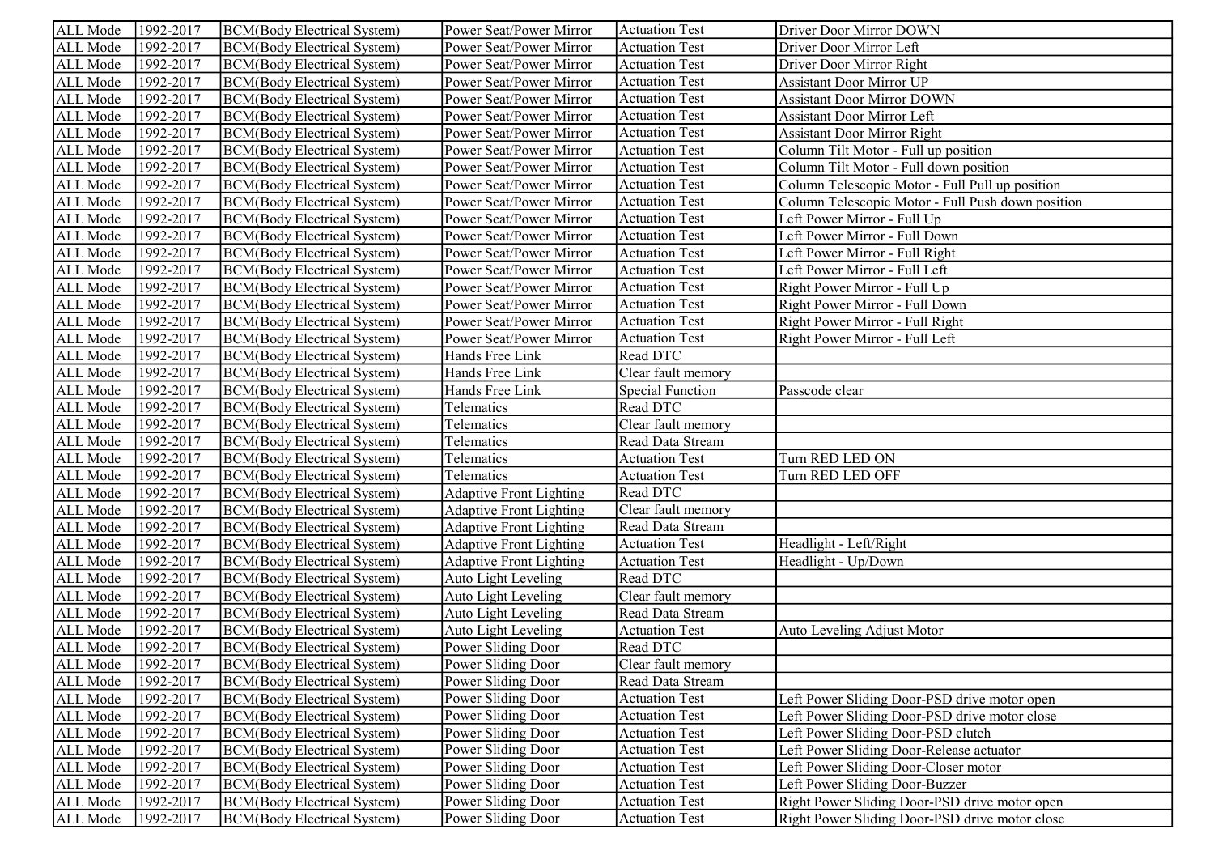| ALL Mode | 1992-2017 | BCM(Body Electrical System) | Power Seat/Power Mirror | Actuation Test | Driver Door Mirror DOWN |
|---|---|---|---|---|---|
| ALL Mode | 1992-2017 | BCM(Body Electrical System) | Power Seat/Power Mirror | Actuation Test | Driver Door Mirror Left |
| ALL Mode | 1992-2017 | BCM(Body Electrical System) | Power Seat/Power Mirror | Actuation Test | Driver Door Mirror Right |
| ALL Mode | 1992-2017 | BCM(Body Electrical System) | Power Seat/Power Mirror | Actuation Test | Assistant Door Mirror UP |
| ALL Mode | 1992-2017 | BCM(Body Electrical System) | Power Seat/Power Mirror | Actuation Test | Assistant Door Mirror DOWN |
| ALL Mode | 1992-2017 | BCM(Body Electrical System) | Power Seat/Power Mirror | Actuation Test | Assistant Door Mirror Left |
| ALL Mode | 1992-2017 | BCM(Body Electrical System) | Power Seat/Power Mirror | Actuation Test | Assistant Door Mirror Right |
| ALL Mode | 1992-2017 | BCM(Body Electrical System) | Power Seat/Power Mirror | Actuation Test | Column Tilt Motor - Full up position |
| ALL Mode | 1992-2017 | BCM(Body Electrical System) | Power Seat/Power Mirror | Actuation Test | Column Tilt Motor - Full down position |
| ALL Mode | 1992-2017 | BCM(Body Electrical System) | Power Seat/Power Mirror | Actuation Test | Column Telescopic Motor - Full Pull up position |
| ALL Mode | 1992-2017 | BCM(Body Electrical System) | Power Seat/Power Mirror | Actuation Test | Column Telescopic Motor - Full Push down position |
| ALL Mode | 1992-2017 | BCM(Body Electrical System) | Power Seat/Power Mirror | Actuation Test | Left Power Mirror - Full Up |
| ALL Mode | 1992-2017 | BCM(Body Electrical System) | Power Seat/Power Mirror | Actuation Test | Left Power Mirror - Full Down |
| ALL Mode | 1992-2017 | BCM(Body Electrical System) | Power Seat/Power Mirror | Actuation Test | Left Power Mirror - Full Right |
| ALL Mode | 1992-2017 | BCM(Body Electrical System) | Power Seat/Power Mirror | Actuation Test | Left Power Mirror - Full Left |
| ALL Mode | 1992-2017 | BCM(Body Electrical System) | Power Seat/Power Mirror | Actuation Test | Right Power Mirror - Full Up |
| ALL Mode | 1992-2017 | BCM(Body Electrical System) | Power Seat/Power Mirror | Actuation Test | Right Power Mirror - Full Down |
| ALL Mode | 1992-2017 | BCM(Body Electrical System) | Power Seat/Power Mirror | Actuation Test | Right Power Mirror - Full Right |
| ALL Mode | 1992-2017 | BCM(Body Electrical System) | Power Seat/Power Mirror | Actuation Test | Right Power Mirror - Full Left |
| ALL Mode | 1992-2017 | BCM(Body Electrical System) | Hands Free Link | Read DTC | |
| ALL Mode | 1992-2017 | BCM(Body Electrical System) | Hands Free Link | Clear fault memory | |
| ALL Mode | 1992-2017 | BCM(Body Electrical System) | Hands Free Link | Special Function | Passcode clear |
| ALL Mode | 1992-2017 | BCM(Body Electrical System) | Telematics | Read DTC | |
| ALL Mode | 1992-2017 | BCM(Body Electrical System) | Telematics | Clear fault memory | |
| ALL Mode | 1992-2017 | BCM(Body Electrical System) | Telematics | Read Data Stream | |
| ALL Mode | 1992-2017 | BCM(Body Electrical System) | Telematics | Actuation Test | Turn RED LED ON |
| ALL Mode | 1992-2017 | BCM(Body Electrical System) | Telematics | Actuation Test | Turn RED LED OFF |
| ALL Mode | 1992-2017 | BCM(Body Electrical System) | Adaptive Front Lighting | Read DTC | |
| ALL Mode | 1992-2017 | BCM(Body Electrical System) | Adaptive Front Lighting | Clear fault memory | |
| ALL Mode | 1992-2017 | BCM(Body Electrical System) | Adaptive Front Lighting | Read Data Stream | |
| ALL Mode | 1992-2017 | BCM(Body Electrical System) | Adaptive Front Lighting | Actuation Test | Headlight - Left/Right |
| ALL Mode | 1992-2017 | BCM(Body Electrical System) | Adaptive Front Lighting | Actuation Test | Headlight - Up/Down |
| ALL Mode | 1992-2017 | BCM(Body Electrical System) | Auto Light Leveling | Read DTC | |
| ALL Mode | 1992-2017 | BCM(Body Electrical System) | Auto Light Leveling | Clear fault memory | |
| ALL Mode | 1992-2017 | BCM(Body Electrical System) | Auto Light Leveling | Read Data Stream | |
| ALL Mode | 1992-2017 | BCM(Body Electrical System) | Auto Light Leveling | Actuation Test | Auto Leveling Adjust Motor |
| ALL Mode | 1992-2017 | BCM(Body Electrical System) | Power Sliding Door | Read DTC | |
| ALL Mode | 1992-2017 | BCM(Body Electrical System) | Power Sliding Door | Clear fault memory | |
| ALL Mode | 1992-2017 | BCM(Body Electrical System) | Power Sliding Door | Read Data Stream | |
| ALL Mode | 1992-2017 | BCM(Body Electrical System) | Power Sliding Door | Actuation Test | Left Power Sliding Door-PSD drive motor open |
| ALL Mode | 1992-2017 | BCM(Body Electrical System) | Power Sliding Door | Actuation Test | Left Power Sliding Door-PSD drive motor close |
| ALL Mode | 1992-2017 | BCM(Body Electrical System) | Power Sliding Door | Actuation Test | Left Power Sliding Door-PSD clutch |
| ALL Mode | 1992-2017 | BCM(Body Electrical System) | Power Sliding Door | Actuation Test | Left Power Sliding Door-Release actuator |
| ALL Mode | 1992-2017 | BCM(Body Electrical System) | Power Sliding Door | Actuation Test | Left Power Sliding Door-Closer motor |
| ALL Mode | 1992-2017 | BCM(Body Electrical System) | Power Sliding Door | Actuation Test | Left Power Sliding Door-Buzzer |
| ALL Mode | 1992-2017 | BCM(Body Electrical System) | Power Sliding Door | Actuation Test | Right Power Sliding Door-PSD drive motor open |
| ALL Mode | 1992-2017 | BCM(Body Electrical System) | Power Sliding Door | Actuation Test | Right Power Sliding Door-PSD drive motor close |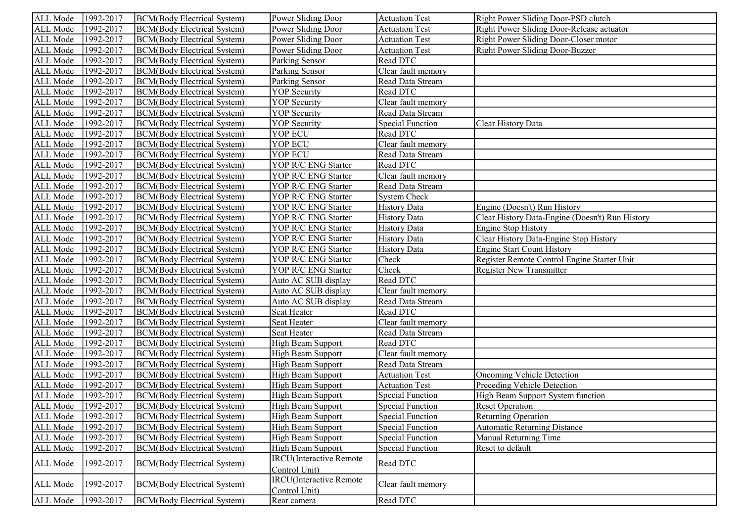| ALL Mode | 1992-2017 | BCM(Body Electrical System) | Power Sliding Door | Actuation Test | Right Power Sliding Door-PSD clutch |
|---|---|---|---|---|---|
| ALL Mode | 1992-2017 | BCM(Body Electrical System) | Power Sliding Door | Actuation Test | Right Power Sliding Door-Release actuator |
| ALL Mode | 1992-2017 | BCM(Body Electrical System) | Power Sliding Door | Actuation Test | Right Power Sliding Door-Closer motor |
| ALL Mode | 1992-2017 | BCM(Body Electrical System) | Power Sliding Door | Actuation Test | Right Power Sliding Door-Buzzer |
| ALL Mode | 1992-2017 | BCM(Body Electrical System) | Parking Sensor | Read DTC | |
| ALL Mode | 1992-2017 | BCM(Body Electrical System) | Parking Sensor | Clear fault memory | |
| ALL Mode | 1992-2017 | BCM(Body Electrical System) | Parking Sensor | Read Data Stream | |
| ALL Mode | 1992-2017 | BCM(Body Electrical System) | YOP Security | Read DTC | |
| ALL Mode | 1992-2017 | BCM(Body Electrical System) | YOP Security | Clear fault memory | |
| ALL Mode | 1992-2017 | BCM(Body Electrical System) | YOP Security | Read Data Stream | |
| ALL Mode | 1992-2017 | BCM(Body Electrical System) | YOP Security | Special Function | Clear History Data |
| ALL Mode | 1992-2017 | BCM(Body Electrical System) | YOP ECU | Read DTC | |
| ALL Mode | 1992-2017 | BCM(Body Electrical System) | YOP ECU | Clear fault memory | |
| ALL Mode | 1992-2017 | BCM(Body Electrical System) | YOP ECU | Read Data Stream | |
| ALL Mode | 1992-2017 | BCM(Body Electrical System) | YOP R/C ENG Starter | Read DTC | |
| ALL Mode | 1992-2017 | BCM(Body Electrical System) | YOP R/C ENG Starter | Clear fault memory | |
| ALL Mode | 1992-2017 | BCM(Body Electrical System) | YOP R/C ENG Starter | Read Data Stream | |
| ALL Mode | 1992-2017 | BCM(Body Electrical System) | YOP R/C ENG Starter | System Check | |
| ALL Mode | 1992-2017 | BCM(Body Electrical System) | YOP R/C ENG Starter | History Data | Engine (Doesn't) Run History |
| ALL Mode | 1992-2017 | BCM(Body Electrical System) | YOP R/C ENG Starter | History Data | Clear History Data-Engine (Doesn't) Run History |
| ALL Mode | 1992-2017 | BCM(Body Electrical System) | YOP R/C ENG Starter | History Data | Engine Stop History |
| ALL Mode | 1992-2017 | BCM(Body Electrical System) | YOP R/C ENG Starter | History Data | Clear History Data-Engine Stop History |
| ALL Mode | 1992-2017 | BCM(Body Electrical System) | YOP R/C ENG Starter | History Data | Engine Start Count History |
| ALL Mode | 1992-2017 | BCM(Body Electrical System) | YOP R/C ENG Starter | Check | Register Remote Control Engine Starter Unit |
| ALL Mode | 1992-2017 | BCM(Body Electrical System) | YOP R/C ENG Starter | Check | Register New Transmitter |
| ALL Mode | 1992-2017 | BCM(Body Electrical System) | Auto AC SUB display | Read DTC | |
| ALL Mode | 1992-2017 | BCM(Body Electrical System) | Auto AC SUB display | Clear fault memory | |
| ALL Mode | 1992-2017 | BCM(Body Electrical System) | Auto AC SUB display | Read Data Stream | |
| ALL Mode | 1992-2017 | BCM(Body Electrical System) | Seat Heater | Read DTC | |
| ALL Mode | 1992-2017 | BCM(Body Electrical System) | Seat Heater | Clear fault memory | |
| ALL Mode | 1992-2017 | BCM(Body Electrical System) | Seat Heater | Read Data Stream | |
| ALL Mode | 1992-2017 | BCM(Body Electrical System) | High Beam Support | Read DTC | |
| ALL Mode | 1992-2017 | BCM(Body Electrical System) | High Beam Support | Clear fault memory | |
| ALL Mode | 1992-2017 | BCM(Body Electrical System) | High Beam Support | Read Data Stream | |
| ALL Mode | 1992-2017 | BCM(Body Electrical System) | High Beam Support | Actuation Test | Oncoming Vehicle Detection |
| ALL Mode | 1992-2017 | BCM(Body Electrical System) | High Beam Support | Actuation Test | Preceding Vehicle Detection |
| ALL Mode | 1992-2017 | BCM(Body Electrical System) | High Beam Support | Special Function | High Beam Support System function |
| ALL Mode | 1992-2017 | BCM(Body Electrical System) | High Beam Support | Special Function | Reset Operation |
| ALL Mode | 1992-2017 | BCM(Body Electrical System) | High Beam Support | Special Function | Returning Operation |
| ALL Mode | 1992-2017 | BCM(Body Electrical System) | High Beam Support | Special Function | Automatic Returning Distance |
| ALL Mode | 1992-2017 | BCM(Body Electrical System) | High Beam Support | Special Function | Manual Returning Time |
| ALL Mode | 1992-2017 | BCM(Body Electrical System) | High Beam Support | Special Function | Reset to default |
| ALL Mode | 1992-2017 | BCM(Body Electrical System) | IRCU(Interactive Remote Control Unit) | Read DTC | |
| ALL Mode | 1992-2017 | BCM(Body Electrical System) | IRCU(Interactive Remote Control Unit) | Clear fault memory | |
| ALL Mode | 1992-2017 | BCM(Body Electrical System) | Rear camera | Read DTC | |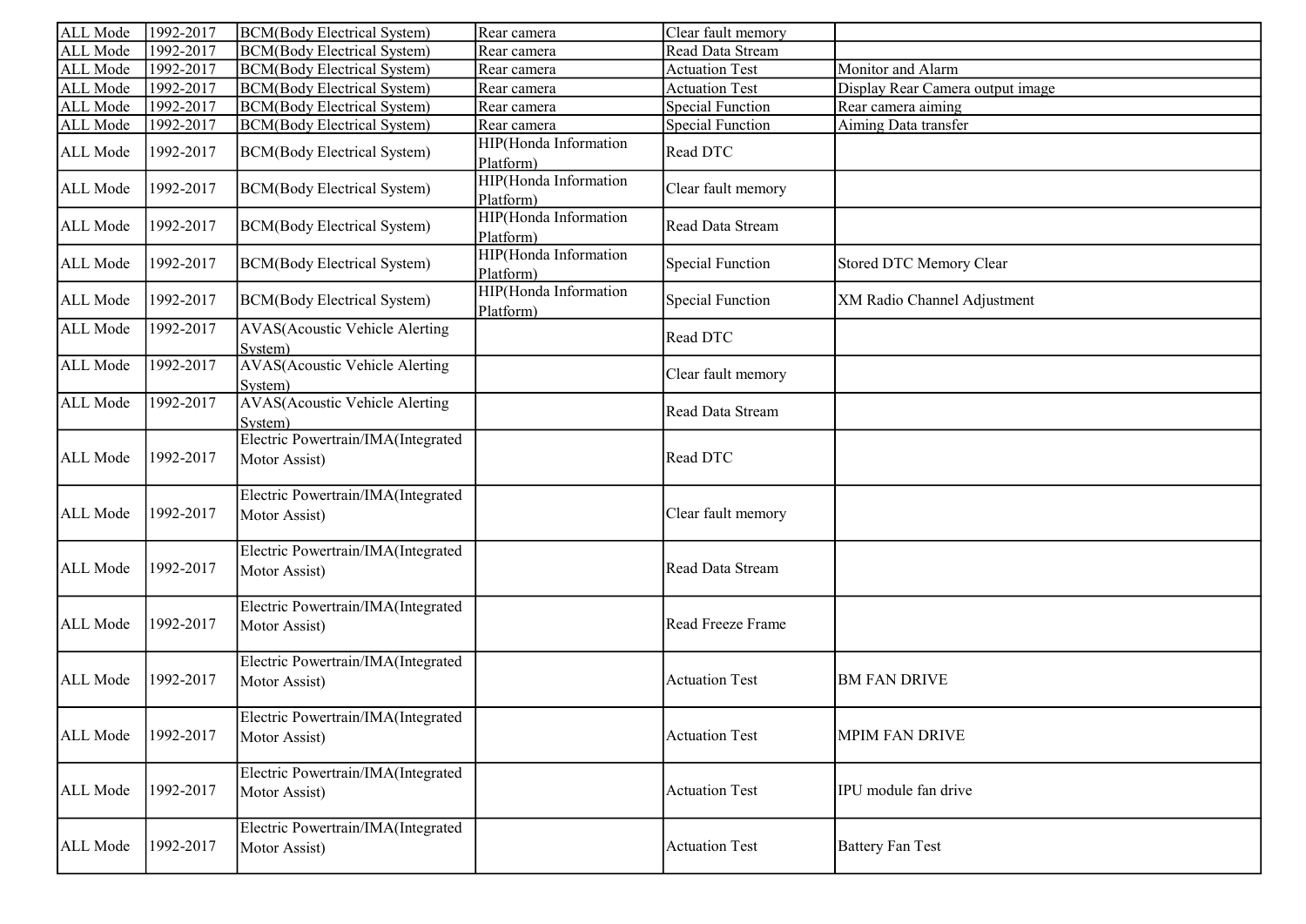| ALL Mode | 1992-2017 | BCM(Body Electrical System) | Rear camera | Clear fault memory | |
|---|---|---|---|---|---|
| ALL Mode | 1992-2017 | BCM(Body Electrical System) | Rear camera | Read Data Stream | |
| ALL Mode | 1992-2017 | BCM(Body Electrical System) | Rear camera | Actuation Test | Monitor and Alarm |
| ALL Mode | 1992-2017 | BCM(Body Electrical System) | Rear camera | Actuation Test | Display Rear Camera output image |
| ALL Mode | 1992-2017 | BCM(Body Electrical System) | Rear camera | Special Function | Rear camera aiming |
| ALL Mode | 1992-2017 | BCM(Body Electrical System) | Rear camera | Special Function | Aiming Data transfer |
| ALL Mode | 1992-2017 | BCM(Body Electrical System) | HIP(Honda Information Platform) | Read DTC | |
| ALL Mode | 1992-2017 | BCM(Body Electrical System) | HIP(Honda Information Platform) | Clear fault memory | |
| ALL Mode | 1992-2017 | BCM(Body Electrical System) | HIP(Honda Information Platform) | Read Data Stream | |
| ALL Mode | 1992-2017 | BCM(Body Electrical System) | HIP(Honda Information Platform) | Special Function | Stored DTC Memory Clear |
| ALL Mode | 1992-2017 | BCM(Body Electrical System) | HIP(Honda Information Platform) | Special Function | XM Radio Channel Adjustment |
| ALL Mode | 1992-2017 | AVAS(Acoustic Vehicle Alerting System) | | Read DTC | |
| ALL Mode | 1992-2017 | AVAS(Acoustic Vehicle Alerting System) | | Clear fault memory | |
| ALL Mode | 1992-2017 | AVAS(Acoustic Vehicle Alerting System) | | Read Data Stream | |
| ALL Mode | 1992-2017 | Electric Powertrain/IMA(Integrated Motor Assist) | | Read DTC | |
| ALL Mode | 1992-2017 | Electric Powertrain/IMA(Integrated Motor Assist) | | Clear fault memory | |
| ALL Mode | 1992-2017 | Electric Powertrain/IMA(Integrated Motor Assist) | | Read Data Stream | |
| ALL Mode | 1992-2017 | Electric Powertrain/IMA(Integrated Motor Assist) | | Read Freeze Frame | |
| ALL Mode | 1992-2017 | Electric Powertrain/IMA(Integrated Motor Assist) | | Actuation Test | BM FAN DRIVE |
| ALL Mode | 1992-2017 | Electric Powertrain/IMA(Integrated Motor Assist) | | Actuation Test | MPIM FAN DRIVE |
| ALL Mode | 1992-2017 | Electric Powertrain/IMA(Integrated Motor Assist) | | Actuation Test | IPU module fan drive |
| ALL Mode | 1992-2017 | Electric Powertrain/IMA(Integrated Motor Assist) | | Actuation Test | Battery Fan Test |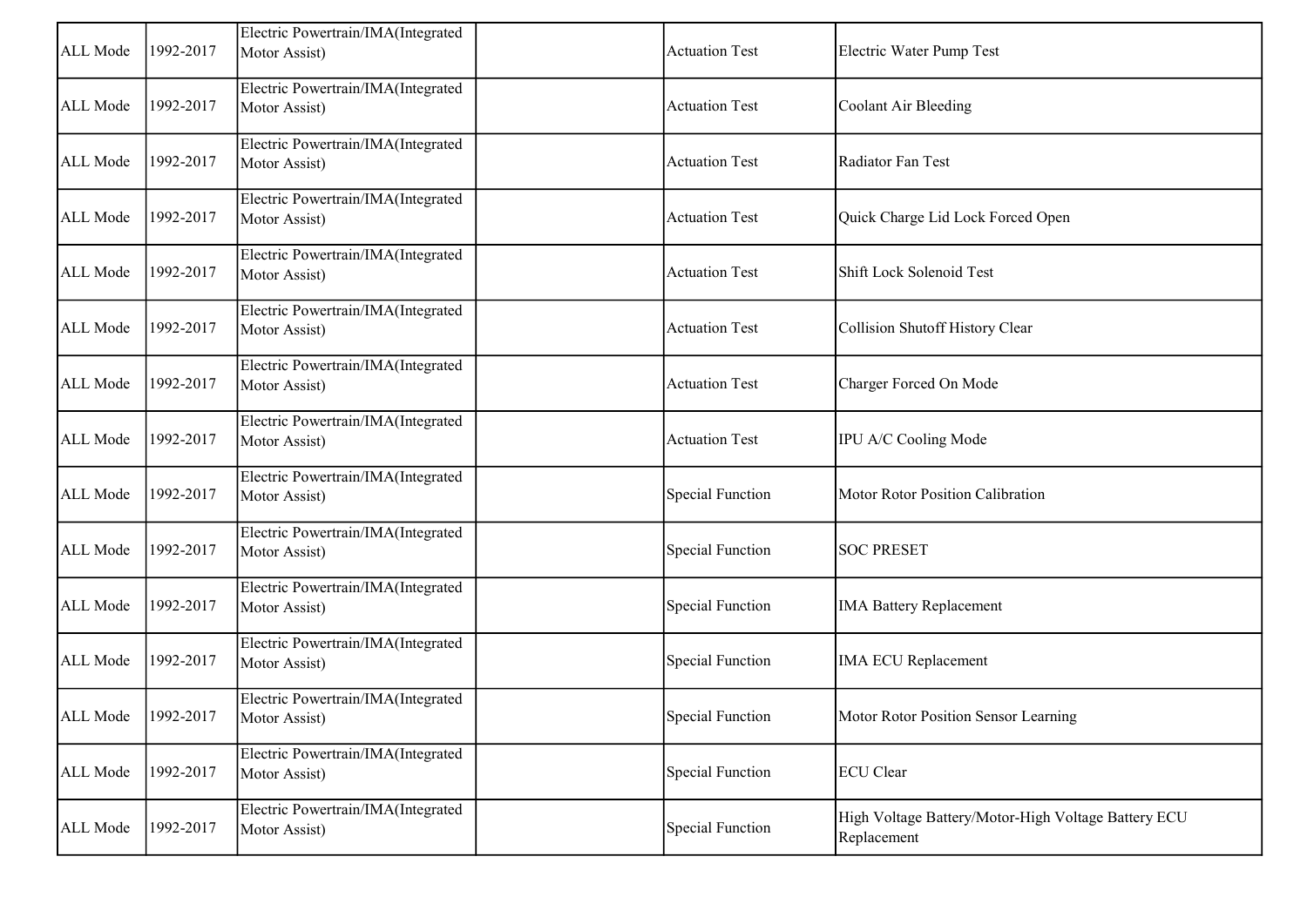| | | | | | |
|---|---|---|---|---|---|
| ALL Mode | 1992-2017 | Electric Powertrain/IMA(Integrated Motor Assist) | | Actuation Test | Electric Water Pump Test |
| ALL Mode | 1992-2017 | Electric Powertrain/IMA(Integrated Motor Assist) | | Actuation Test | Coolant Air Bleeding |
| ALL Mode | 1992-2017 | Electric Powertrain/IMA(Integrated Motor Assist) | | Actuation Test | Radiator Fan Test |
| ALL Mode | 1992-2017 | Electric Powertrain/IMA(Integrated Motor Assist) | | Actuation Test | Quick Charge Lid Lock Forced Open |
| ALL Mode | 1992-2017 | Electric Powertrain/IMA(Integrated Motor Assist) | | Actuation Test | Shift Lock Solenoid Test |
| ALL Mode | 1992-2017 | Electric Powertrain/IMA(Integrated Motor Assist) | | Actuation Test | Collision Shutoff History Clear |
| ALL Mode | 1992-2017 | Electric Powertrain/IMA(Integrated Motor Assist) | | Actuation Test | Charger Forced On Mode |
| ALL Mode | 1992-2017 | Electric Powertrain/IMA(Integrated Motor Assist) | | Actuation Test | IPU A/C Cooling Mode |
| ALL Mode | 1992-2017 | Electric Powertrain/IMA(Integrated Motor Assist) | | Special Function | Motor Rotor Position Calibration |
| ALL Mode | 1992-2017 | Electric Powertrain/IMA(Integrated Motor Assist) | | Special Function | SOC PRESET |
| ALL Mode | 1992-2017 | Electric Powertrain/IMA(Integrated Motor Assist) | | Special Function | IMA Battery Replacement |
| ALL Mode | 1992-2017 | Electric Powertrain/IMA(Integrated Motor Assist) | | Special Function | IMA ECU Replacement |
| ALL Mode | 1992-2017 | Electric Powertrain/IMA(Integrated Motor Assist) | | Special Function | Motor Rotor Position Sensor Learning |
| ALL Mode | 1992-2017 | Electric Powertrain/IMA(Integrated Motor Assist) | | Special Function | ECU Clear |
| ALL Mode | 1992-2017 | Electric Powertrain/IMA(Integrated Motor Assist) | | Special Function | High Voltage Battery/Motor-High Voltage Battery ECU Replacement |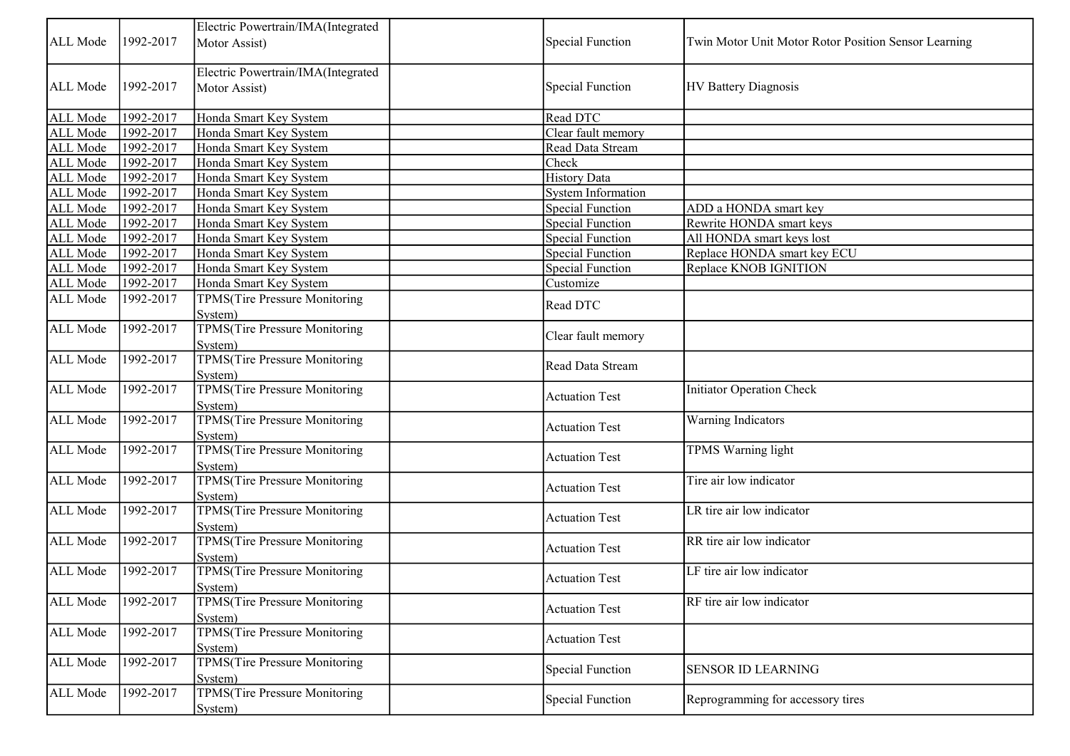| | | | | | |
|---|---|---|---|---|---|
| ALL Mode | 1992-2017 | Electric Powertrain/IMA(Integrated Motor Assist) | | Special Function | Twin Motor Unit Motor Rotor Position Sensor Learning |
| ALL Mode | 1992-2017 | Electric Powertrain/IMA(Integrated Motor Assist) | | Special Function | HV Battery Diagnosis |
| ALL Mode | 1992-2017 | Honda Smart Key System | | Read DTC | |
| ALL Mode | 1992-2017 | Honda Smart Key System | | Clear fault memory | |
| ALL Mode | 1992-2017 | Honda Smart Key System | | Read Data Stream | |
| ALL Mode | 1992-2017 | Honda Smart Key System | | Check | |
| ALL Mode | 1992-2017 | Honda Smart Key System | | History Data | |
| ALL Mode | 1992-2017 | Honda Smart Key System | | System Information | |
| ALL Mode | 1992-2017 | Honda Smart Key System | | Special Function | ADD a HONDA smart key |
| ALL Mode | 1992-2017 | Honda Smart Key System | | Special Function | Rewrite HONDA smart keys |
| ALL Mode | 1992-2017 | Honda Smart Key System | | Special Function | All HONDA smart keys lost |
| ALL Mode | 1992-2017 | Honda Smart Key System | | Special Function | Replace HONDA smart key ECU |
| ALL Mode | 1992-2017 | Honda Smart Key System | | Special Function | Replace KNOB IGNITION |
| ALL Mode | 1992-2017 | Honda Smart Key System | | Customize | |
| ALL Mode | 1992-2017 | TPMS(Tire Pressure Monitoring System) | | Read DTC | |
| ALL Mode | 1992-2017 | TPMS(Tire Pressure Monitoring System) | | Clear fault memory | |
| ALL Mode | 1992-2017 | TPMS(Tire Pressure Monitoring System) | | Read Data Stream | |
| ALL Mode | 1992-2017 | TPMS(Tire Pressure Monitoring System) | | Actuation Test | Initiator Operation Check |
| ALL Mode | 1992-2017 | TPMS(Tire Pressure Monitoring System) | | Actuation Test | Warning Indicators |
| ALL Mode | 1992-2017 | TPMS(Tire Pressure Monitoring System) | | Actuation Test | TPMS Warning light |
| ALL Mode | 1992-2017 | TPMS(Tire Pressure Monitoring System) | | Actuation Test | Tire air low indicator |
| ALL Mode | 1992-2017 | TPMS(Tire Pressure Monitoring System) | | Actuation Test | LR tire air low indicator |
| ALL Mode | 1992-2017 | TPMS(Tire Pressure Monitoring System) | | Actuation Test | RR tire air low indicator |
| ALL Mode | 1992-2017 | TPMS(Tire Pressure Monitoring System) | | Actuation Test | LF tire air low indicator |
| ALL Mode | 1992-2017 | TPMS(Tire Pressure Monitoring System) | | Actuation Test | RF tire air low indicator |
| ALL Mode | 1992-2017 | TPMS(Tire Pressure Monitoring System) | | Actuation Test | |
| ALL Mode | 1992-2017 | TPMS(Tire Pressure Monitoring System) | | Special Function | SENSOR ID LEARNING |
| ALL Mode | 1992-2017 | TPMS(Tire Pressure Monitoring System) | | Special Function | Reprogramming for accessory tires |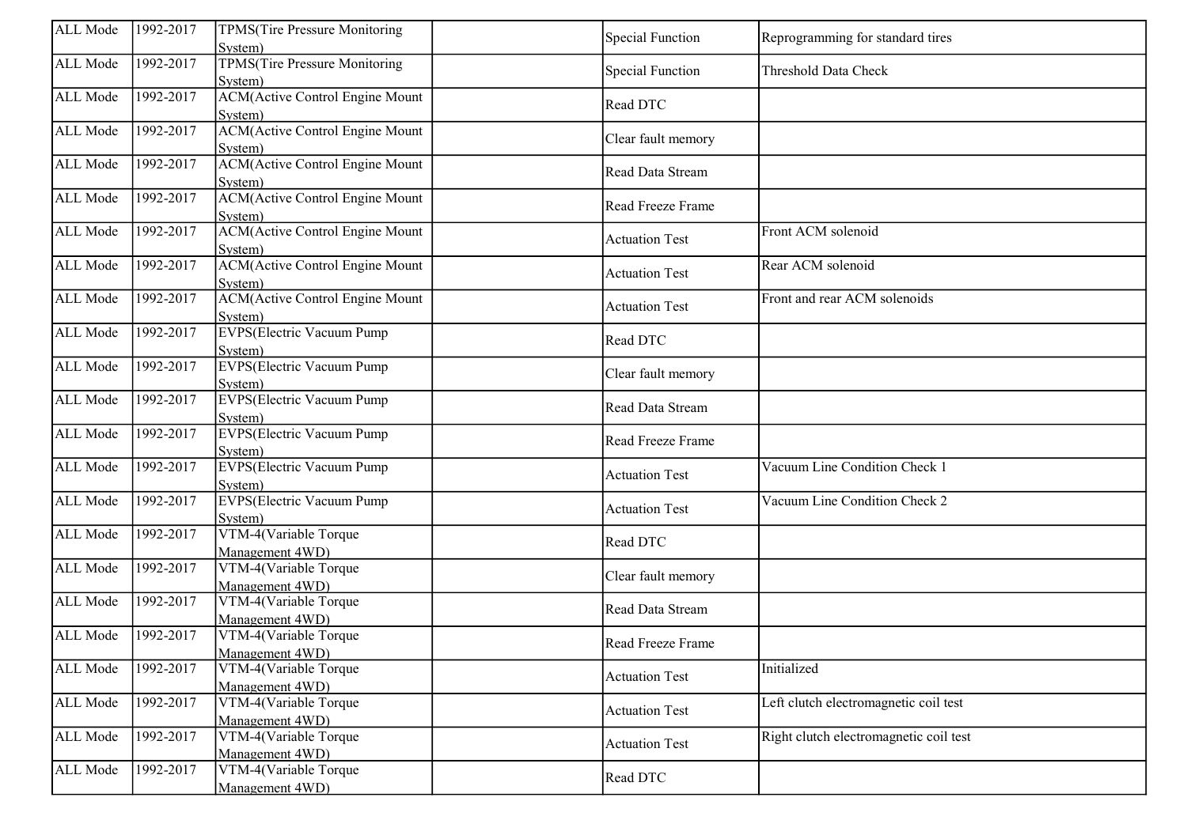| ALL Mode | 1992-2017 | TPMS(Tire Pressure Monitoring System) | | Special Function | Reprogramming for standard tires |
|---|---|---|---|---|---|
| ALL Mode | 1992-2017 | TPMS(Tire Pressure Monitoring System) | | Special Function | Threshold Data Check |
| ALL Mode | 1992-2017 | ACM(Active Control Engine Mount System) | | Read DTC | |
| ALL Mode | 1992-2017 | ACM(Active Control Engine Mount System) | | Clear fault memory | |
| ALL Mode | 1992-2017 | ACM(Active Control Engine Mount System) | | Read Data Stream | |
| ALL Mode | 1992-2017 | ACM(Active Control Engine Mount System) | | Read Freeze Frame | |
| ALL Mode | 1992-2017 | ACM(Active Control Engine Mount System) | | Actuation Test | Front ACM solenoid |
| ALL Mode | 1992-2017 | ACM(Active Control Engine Mount System) | | Actuation Test | Rear ACM solenoid |
| ALL Mode | 1992-2017 | ACM(Active Control Engine Mount System) | | Actuation Test | Front and rear ACM solenoids |
| ALL Mode | 1992-2017 | EVPS(Electric Vacuum Pump System) | | Read DTC | |
| ALL Mode | 1992-2017 | EVPS(Electric Vacuum Pump System) | | Clear fault memory | |
| ALL Mode | 1992-2017 | EVPS(Electric Vacuum Pump System) | | Read Data Stream | |
| ALL Mode | 1992-2017 | EVPS(Electric Vacuum Pump System) | | Read Freeze Frame | |
| ALL Mode | 1992-2017 | EVPS(Electric Vacuum Pump System) | | Actuation Test | Vacuum Line Condition Check 1 |
| ALL Mode | 1992-2017 | EVPS(Electric Vacuum Pump System) | | Actuation Test | Vacuum Line Condition Check 2 |
| ALL Mode | 1992-2017 | VTM-4(Variable Torque Management 4WD) | | Read DTC | |
| ALL Mode | 1992-2017 | VTM-4(Variable Torque Management 4WD) | | Clear fault memory | |
| ALL Mode | 1992-2017 | VTM-4(Variable Torque Management 4WD) | | Read Data Stream | |
| ALL Mode | 1992-2017 | VTM-4(Variable Torque Management 4WD) | | Read Freeze Frame | |
| ALL Mode | 1992-2017 | VTM-4(Variable Torque Management 4WD) | | Actuation Test | Initialized |
| ALL Mode | 1992-2017 | VTM-4(Variable Torque Management 4WD) | | Actuation Test | Left clutch electromagnetic coil test |
| ALL Mode | 1992-2017 | VTM-4(Variable Torque Management 4WD) | | Actuation Test | Right clutch electromagnetic coil test |
| ALL Mode | 1992-2017 | VTM-4(Variable Torque Management 4WD) | | Read DTC | |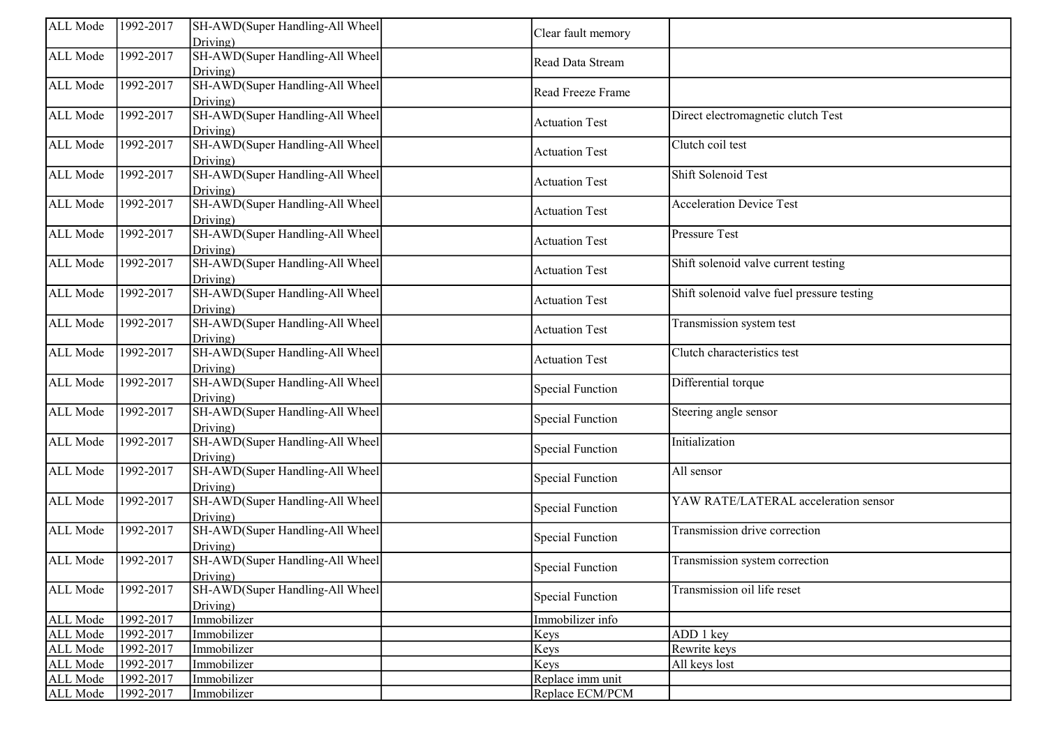| ALL Mode | 1992-2017 | SH-AWD(Super Handling-All Wheel Driving) | | Clear fault memory | |
|---|---|---|---|---|---|
| ALL Mode | 1992-2017 | SH-AWD(Super Handling-All Wheel Driving) | | Read Data Stream | |
| ALL Mode | 1992-2017 | SH-AWD(Super Handling-All Wheel Driving) | | Read Freeze Frame | |
| ALL Mode | 1992-2017 | SH-AWD(Super Handling-All Wheel Driving) | | Actuation Test | Direct electromagnetic clutch Test |
| ALL Mode | 1992-2017 | SH-AWD(Super Handling-All Wheel Driving) | | Actuation Test | Clutch coil test |
| ALL Mode | 1992-2017 | SH-AWD(Super Handling-All Wheel Driving) | | Actuation Test | Shift Solenoid Test |
| ALL Mode | 1992-2017 | SH-AWD(Super Handling-All Wheel Driving) | | Actuation Test | Acceleration Device Test |
| ALL Mode | 1992-2017 | SH-AWD(Super Handling-All Wheel Driving) | | Actuation Test | Pressure Test |
| ALL Mode | 1992-2017 | SH-AWD(Super Handling-All Wheel Driving) | | Actuation Test | Shift solenoid valve current testing |
| ALL Mode | 1992-2017 | SH-AWD(Super Handling-All Wheel Driving) | | Actuation Test | Shift solenoid valve fuel pressure testing |
| ALL Mode | 1992-2017 | SH-AWD(Super Handling-All Wheel Driving) | | Actuation Test | Transmission system test |
| ALL Mode | 1992-2017 | SH-AWD(Super Handling-All Wheel Driving) | | Actuation Test | Clutch characteristics test |
| ALL Mode | 1992-2017 | SH-AWD(Super Handling-All Wheel Driving) | | Special Function | Differential torque |
| ALL Mode | 1992-2017 | SH-AWD(Super Handling-All Wheel Driving) | | Special Function | Steering angle sensor |
| ALL Mode | 1992-2017 | SH-AWD(Super Handling-All Wheel Driving) | | Special Function | Initialization |
| ALL Mode | 1992-2017 | SH-AWD(Super Handling-All Wheel Driving) | | Special Function | All sensor |
| ALL Mode | 1992-2017 | SH-AWD(Super Handling-All Wheel Driving) | | Special Function | YAW RATE/LATERAL acceleration sensor |
| ALL Mode | 1992-2017 | SH-AWD(Super Handling-All Wheel Driving) | | Special Function | Transmission drive correction |
| ALL Mode | 1992-2017 | SH-AWD(Super Handling-All Wheel Driving) | | Special Function | Transmission system correction |
| ALL Mode | 1992-2017 | SH-AWD(Super Handling-All Wheel Driving) | | Special Function | Transmission oil life reset |
| ALL Mode | 1992-2017 | Immobilizer | | Immobilizer info | |
| ALL Mode | 1992-2017 | Immobilizer | | Keys | ADD 1 key |
| ALL Mode | 1992-2017 | Immobilizer | | Keys | Rewrite keys |
| ALL Mode | 1992-2017 | Immobilizer | | Keys | All keys lost |
| ALL Mode | 1992-2017 | Immobilizer | | Replace imm unit | |
| ALL Mode | 1992-2017 | Immobilizer | | Replace ECM/PCM | |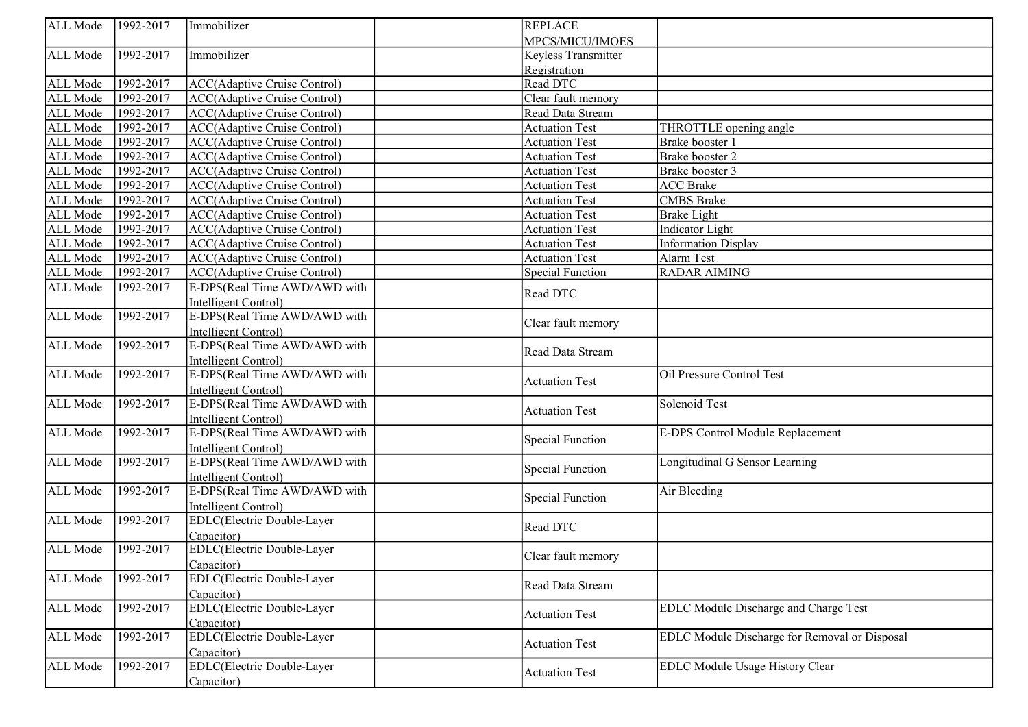| | | | | | |
|---|---|---|---|---|---|
| ALL Mode | 1992-2017 | Immobilizer | | REPLACE MPCS/MICU/IMOES | |
| ALL Mode | 1992-2017 | Immobilizer | | Keyless Transmitter Registration | |
| ALL Mode | 1992-2017 | ACC(Adaptive Cruise Control) | | Read DTC | |
| ALL Mode | 1992-2017 | ACC(Adaptive Cruise Control) | | Clear fault memory | |
| ALL Mode | 1992-2017 | ACC(Adaptive Cruise Control) | | Read Data Stream | |
| ALL Mode | 1992-2017 | ACC(Adaptive Cruise Control) | | Actuation Test | THROTTLE opening angle |
| ALL Mode | 1992-2017 | ACC(Adaptive Cruise Control) | | Actuation Test | Brake booster 1 |
| ALL Mode | 1992-2017 | ACC(Adaptive Cruise Control) | | Actuation Test | Brake booster 2 |
| ALL Mode | 1992-2017 | ACC(Adaptive Cruise Control) | | Actuation Test | Brake booster 3 |
| ALL Mode | 1992-2017 | ACC(Adaptive Cruise Control) | | Actuation Test | ACC Brake |
| ALL Mode | 1992-2017 | ACC(Adaptive Cruise Control) | | Actuation Test | CMBS Brake |
| ALL Mode | 1992-2017 | ACC(Adaptive Cruise Control) | | Actuation Test | Brake Light |
| ALL Mode | 1992-2017 | ACC(Adaptive Cruise Control) | | Actuation Test | Indicator Light |
| ALL Mode | 1992-2017 | ACC(Adaptive Cruise Control) | | Actuation Test | Information Display |
| ALL Mode | 1992-2017 | ACC(Adaptive Cruise Control) | | Actuation Test | Alarm Test |
| ALL Mode | 1992-2017 | ACC(Adaptive Cruise Control) | | Special Function | RADAR AIMING |
| ALL Mode | 1992-2017 | E-DPS(Real Time AWD/AWD with Intelligent Control) | | Read DTC | |
| ALL Mode | 1992-2017 | E-DPS(Real Time AWD/AWD with Intelligent Control) | | Clear fault memory | |
| ALL Mode | 1992-2017 | E-DPS(Real Time AWD/AWD with Intelligent Control) | | Read Data Stream | |
| ALL Mode | 1992-2017 | E-DPS(Real Time AWD/AWD with Intelligent Control) | | Actuation Test | Oil Pressure Control Test |
| ALL Mode | 1992-2017 | E-DPS(Real Time AWD/AWD with Intelligent Control) | | Actuation Test | Solenoid Test |
| ALL Mode | 1992-2017 | E-DPS(Real Time AWD/AWD with Intelligent Control) | | Special Function | E-DPS Control Module Replacement |
| ALL Mode | 1992-2017 | E-DPS(Real Time AWD/AWD with Intelligent Control) | | Special Function | Longitudinal G Sensor Learning |
| ALL Mode | 1992-2017 | E-DPS(Real Time AWD/AWD with Intelligent Control) | | Special Function | Air Bleeding |
| ALL Mode | 1992-2017 | EDLC(Electric Double-Layer Capacitor) | | Read DTC | |
| ALL Mode | 1992-2017 | EDLC(Electric Double-Layer Capacitor) | | Clear fault memory | |
| ALL Mode | 1992-2017 | EDLC(Electric Double-Layer Capacitor) | | Read Data Stream | |
| ALL Mode | 1992-2017 | EDLC(Electric Double-Layer Capacitor) | | Actuation Test | EDLC Module Discharge and Charge Test |
| ALL Mode | 1992-2017 | EDLC(Electric Double-Layer Capacitor) | | Actuation Test | EDLC Module Discharge for Removal or Disposal |
| ALL Mode | 1992-2017 | EDLC(Electric Double-Layer Capacitor) | | Actuation Test | EDLC Module Usage History Clear |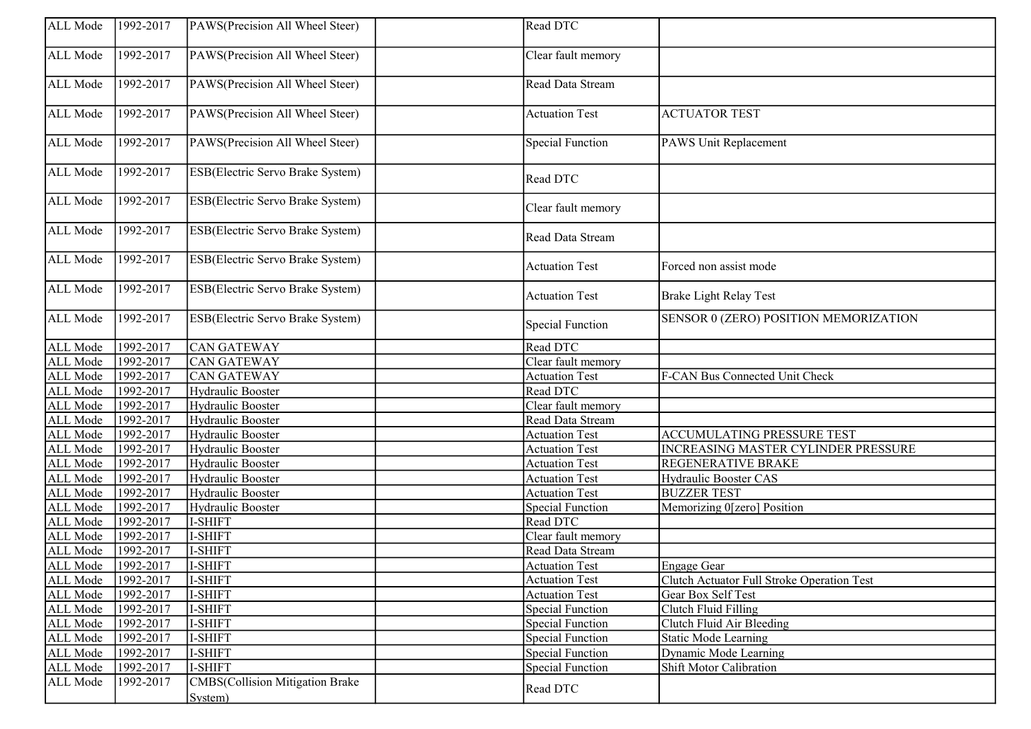| | | | | | |
|---|---|---|---|---|---|
| ALL Mode | 1992-2017 | PAWS(Precision All Wheel Steer) | | Read DTC | |
| ALL Mode | 1992-2017 | PAWS(Precision All Wheel Steer) | | Clear fault memory | |
| ALL Mode | 1992-2017 | PAWS(Precision All Wheel Steer) | | Read Data Stream | |
| ALL Mode | 1992-2017 | PAWS(Precision All Wheel Steer) | | Actuation Test | ACTUATOR TEST |
| ALL Mode | 1992-2017 | PAWS(Precision All Wheel Steer) | | Special Function | PAWS Unit Replacement |
| ALL Mode | 1992-2017 | ESB(Electric Servo Brake System) | | Read DTC | |
| ALL Mode | 1992-2017 | ESB(Electric Servo Brake System) | | Clear fault memory | |
| ALL Mode | 1992-2017 | ESB(Electric Servo Brake System) | | Read Data Stream | |
| ALL Mode | 1992-2017 | ESB(Electric Servo Brake System) | | Actuation Test | Forced non assist mode |
| ALL Mode | 1992-2017 | ESB(Electric Servo Brake System) | | Actuation Test | Brake Light Relay Test |
| ALL Mode | 1992-2017 | ESB(Electric Servo Brake System) | | Special Function | SENSOR 0 (ZERO) POSITION MEMORIZATION |
| ALL Mode | 1992-2017 | CAN GATEWAY | | Read DTC | |
| ALL Mode | 1992-2017 | CAN GATEWAY | | Clear fault memory | |
| ALL Mode | 1992-2017 | CAN GATEWAY | | Actuation Test | F-CAN Bus Connected Unit Check |
| ALL Mode | 1992-2017 | Hydraulic Booster | | Read DTC | |
| ALL Mode | 1992-2017 | Hydraulic Booster | | Clear fault memory | |
| ALL Mode | 1992-2017 | Hydraulic Booster | | Read Data Stream | |
| ALL Mode | 1992-2017 | Hydraulic Booster | | Actuation Test | ACCUMULATING PRESSURE TEST |
| ALL Mode | 1992-2017 | Hydraulic Booster | | Actuation Test | INCREASING MASTER CYLINDER PRESSURE |
| ALL Mode | 1992-2017 | Hydraulic Booster | | Actuation Test | REGENERATIVE BRAKE |
| ALL Mode | 1992-2017 | Hydraulic Booster | | Actuation Test | Hydraulic Booster CAS |
| ALL Mode | 1992-2017 | Hydraulic Booster | | Actuation Test | BUZZER TEST |
| ALL Mode | 1992-2017 | Hydraulic Booster | | Special Function | Memorizing 0[zero] Position |
| ALL Mode | 1992-2017 | I-SHIFT | | Read DTC | |
| ALL Mode | 1992-2017 | I-SHIFT | | Clear fault memory | |
| ALL Mode | 1992-2017 | I-SHIFT | | Read Data Stream | |
| ALL Mode | 1992-2017 | I-SHIFT | | Actuation Test | Engage Gear |
| ALL Mode | 1992-2017 | I-SHIFT | | Actuation Test | Clutch Actuator Full Stroke Operation Test |
| ALL Mode | 1992-2017 | I-SHIFT | | Actuation Test | Gear Box Self Test |
| ALL Mode | 1992-2017 | I-SHIFT | | Special Function | Clutch Fluid Filling |
| ALL Mode | 1992-2017 | I-SHIFT | | Special Function | Clutch Fluid Air Bleeding |
| ALL Mode | 1992-2017 | I-SHIFT | | Special Function | Static Mode Learning |
| ALL Mode | 1992-2017 | I-SHIFT | | Special Function | Dynamic Mode Learning |
| ALL Mode | 1992-2017 | I-SHIFT | | Special Function | Shift Motor Calibration |
| ALL Mode | 1992-2017 | CMBS(Collision Mitigation Brake System) | | Read DTC | |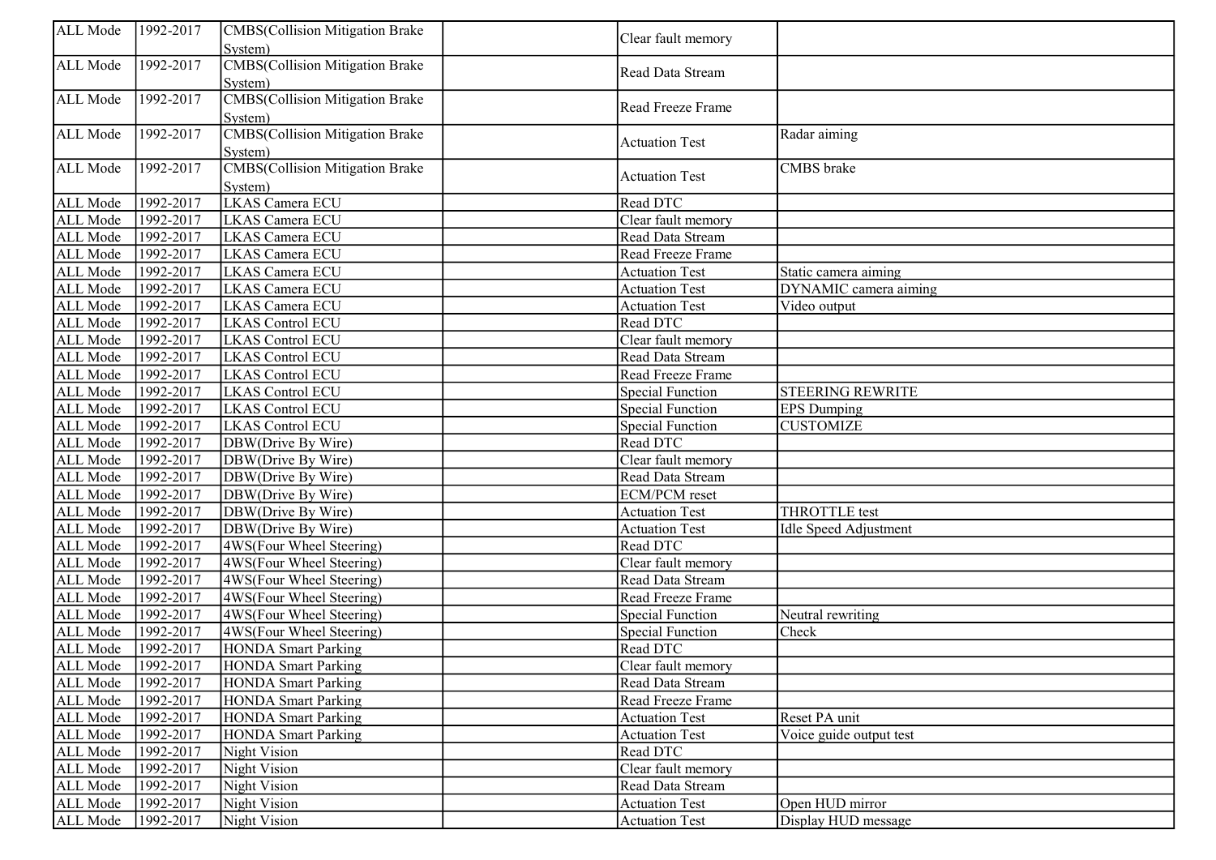| | | | | | |
|---|---|---|---|---|---|
| ALL Mode | 1992-2017 | CMBS(Collision Mitigation Brake System) | | Clear fault memory | |
| ALL Mode | 1992-2017 | CMBS(Collision Mitigation Brake System) | | Read Data Stream | |
| ALL Mode | 1992-2017 | CMBS(Collision Mitigation Brake System) | | Read Freeze Frame | |
| ALL Mode | 1992-2017 | CMBS(Collision Mitigation Brake System) | | Actuation Test | Radar aiming |
| ALL Mode | 1992-2017 | CMBS(Collision Mitigation Brake System) | | Actuation Test | CMBS brake |
| ALL Mode | 1992-2017 | LKAS Camera ECU | | Read DTC | |
| ALL Mode | 1992-2017 | LKAS Camera ECU | | Clear fault memory | |
| ALL Mode | 1992-2017 | LKAS Camera ECU | | Read Data Stream | |
| ALL Mode | 1992-2017 | LKAS Camera ECU | | Read Freeze Frame | |
| ALL Mode | 1992-2017 | LKAS Camera ECU | | Actuation Test | Static camera aiming |
| ALL Mode | 1992-2017 | LKAS Camera ECU | | Actuation Test | DYNAMIC camera aiming |
| ALL Mode | 1992-2017 | LKAS Camera ECU | | Actuation Test | Video output |
| ALL Mode | 1992-2017 | LKAS Control ECU | | Read DTC | |
| ALL Mode | 1992-2017 | LKAS Control ECU | | Clear fault memory | |
| ALL Mode | 1992-2017 | LKAS Control ECU | | Read Data Stream | |
| ALL Mode | 1992-2017 | LKAS Control ECU | | Read Freeze Frame | |
| ALL Mode | 1992-2017 | LKAS Control ECU | | Special Function | STEERING REWRITE |
| ALL Mode | 1992-2017 | LKAS Control ECU | | Special Function | EPS Dumping |
| ALL Mode | 1992-2017 | LKAS Control ECU | | Special Function | CUSTOMIZE |
| ALL Mode | 1992-2017 | DBW(Drive By Wire) | | Read DTC | |
| ALL Mode | 1992-2017 | DBW(Drive By Wire) | | Clear fault memory | |
| ALL Mode | 1992-2017 | DBW(Drive By Wire) | | Read Data Stream | |
| ALL Mode | 1992-2017 | DBW(Drive By Wire) | | ECM/PCM reset | |
| ALL Mode | 1992-2017 | DBW(Drive By Wire) | | Actuation Test | THROTTLE test |
| ALL Mode | 1992-2017 | DBW(Drive By Wire) | | Actuation Test | Idle Speed Adjustment |
| ALL Mode | 1992-2017 | 4WS(Four Wheel Steering) | | Read DTC | |
| ALL Mode | 1992-2017 | 4WS(Four Wheel Steering) | | Clear fault memory | |
| ALL Mode | 1992-2017 | 4WS(Four Wheel Steering) | | Read Data Stream | |
| ALL Mode | 1992-2017 | 4WS(Four Wheel Steering) | | Read Freeze Frame | |
| ALL Mode | 1992-2017 | 4WS(Four Wheel Steering) | | Special Function | Neutral rewriting |
| ALL Mode | 1992-2017 | 4WS(Four Wheel Steering) | | Special Function | Check |
| ALL Mode | 1992-2017 | HONDA Smart Parking | | Read DTC | |
| ALL Mode | 1992-2017 | HONDA Smart Parking | | Clear fault memory | |
| ALL Mode | 1992-2017 | HONDA Smart Parking | | Read Data Stream | |
| ALL Mode | 1992-2017 | HONDA Smart Parking | | Read Freeze Frame | |
| ALL Mode | 1992-2017 | HONDA Smart Parking | | Actuation Test | Reset PA unit |
| ALL Mode | 1992-2017 | HONDA Smart Parking | | Actuation Test | Voice guide output test |
| ALL Mode | 1992-2017 | Night Vision | | Read DTC | |
| ALL Mode | 1992-2017 | Night Vision | | Clear fault memory | |
| ALL Mode | 1992-2017 | Night Vision | | Read Data Stream | |
| ALL Mode | 1992-2017 | Night Vision | | Actuation Test | Open HUD mirror |
| ALL Mode | 1992-2017 | Night Vision | | Actuation Test | Display HUD message |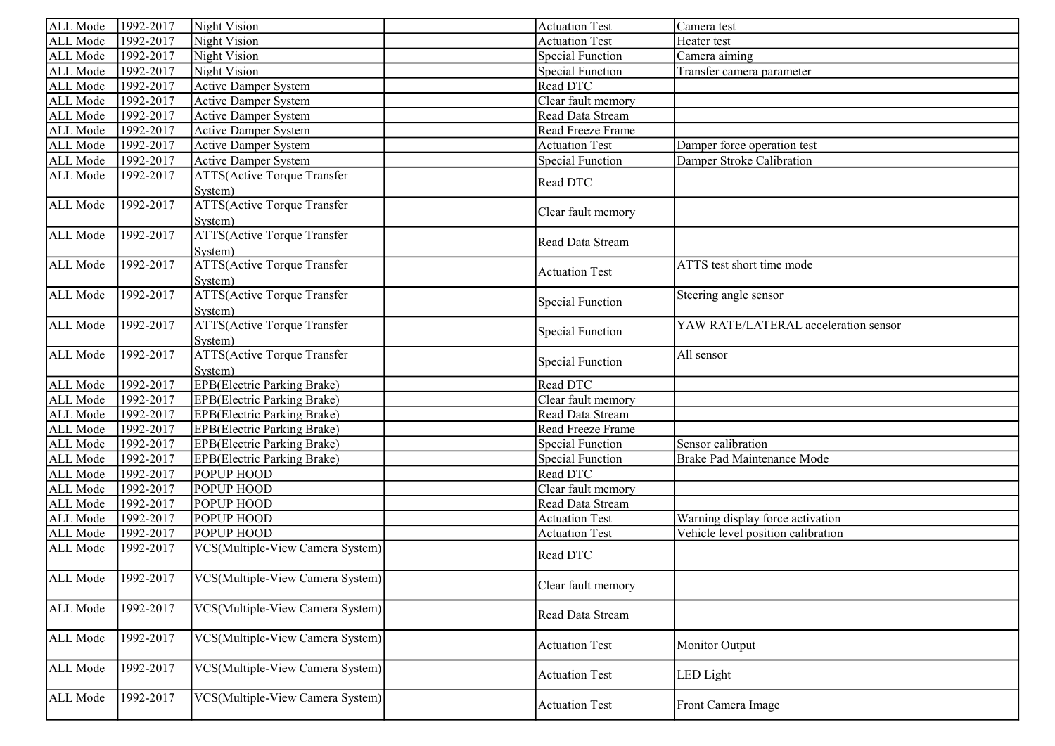| | | | | | |
|---|---|---|---|---|---|
| ALL Mode | 1992-2017 | Night Vision | | Actuation Test | Camera test |
| ALL Mode | 1992-2017 | Night Vision | | Actuation Test | Heater test |
| ALL Mode | 1992-2017 | Night Vision | | Special Function | Camera aiming |
| ALL Mode | 1992-2017 | Night Vision | | Special Function | Transfer camera parameter |
| ALL Mode | 1992-2017 | Active Damper System | | Read DTC | |
| ALL Mode | 1992-2017 | Active Damper System | | Clear fault memory | |
| ALL Mode | 1992-2017 | Active Damper System | | Read Data Stream | |
| ALL Mode | 1992-2017 | Active Damper System | | Read Freeze Frame | |
| ALL Mode | 1992-2017 | Active Damper System | | Actuation Test | Damper force operation test |
| ALL Mode | 1992-2017 | Active Damper System | | Special Function | Damper Stroke Calibration |
| ALL Mode | 1992-2017 | ATTS(Active Torque Transfer System) | | Read DTC | |
| ALL Mode | 1992-2017 | ATTS(Active Torque Transfer System) | | Clear fault memory | |
| ALL Mode | 1992-2017 | ATTS(Active Torque Transfer System) | | Read Data Stream | |
| ALL Mode | 1992-2017 | ATTS(Active Torque Transfer System) | | Actuation Test | ATTS test short time mode |
| ALL Mode | 1992-2017 | ATTS(Active Torque Transfer System) | | Special Function | Steering angle sensor |
| ALL Mode | 1992-2017 | ATTS(Active Torque Transfer System) | | Special Function | YAW RATE/LATERAL acceleration sensor |
| ALL Mode | 1992-2017 | ATTS(Active Torque Transfer System) | | Special Function | All sensor |
| ALL Mode | 1992-2017 | EPB(Electric Parking Brake) | | Read DTC | |
| ALL Mode | 1992-2017 | EPB(Electric Parking Brake) | | Clear fault memory | |
| ALL Mode | 1992-2017 | EPB(Electric Parking Brake) | | Read Data Stream | |
| ALL Mode | 1992-2017 | EPB(Electric Parking Brake) | | Read Freeze Frame | |
| ALL Mode | 1992-2017 | EPB(Electric Parking Brake) | | Special Function | Sensor calibration |
| ALL Mode | 1992-2017 | EPB(Electric Parking Brake) | | Special Function | Brake Pad Maintenance Mode |
| ALL Mode | 1992-2017 | POPUP HOOD | | Read DTC | |
| ALL Mode | 1992-2017 | POPUP HOOD | | Clear fault memory | |
| ALL Mode | 1992-2017 | POPUP HOOD | | Read Data Stream | |
| ALL Mode | 1992-2017 | POPUP HOOD | | Actuation Test | Warning display force activation |
| ALL Mode | 1992-2017 | POPUP HOOD | | Actuation Test | Vehicle level position calibration |
| ALL Mode | 1992-2017 | VCS(Multiple-View Camera System) | | Read DTC | |
| ALL Mode | 1992-2017 | VCS(Multiple-View Camera System) | | Clear fault memory | |
| ALL Mode | 1992-2017 | VCS(Multiple-View Camera System) | | Read Data Stream | |
| ALL Mode | 1992-2017 | VCS(Multiple-View Camera System) | | Actuation Test | Monitor Output |
| ALL Mode | 1992-2017 | VCS(Multiple-View Camera System) | | Actuation Test | LED Light |
| ALL Mode | 1992-2017 | VCS(Multiple-View Camera System) | | Actuation Test | Front Camera Image |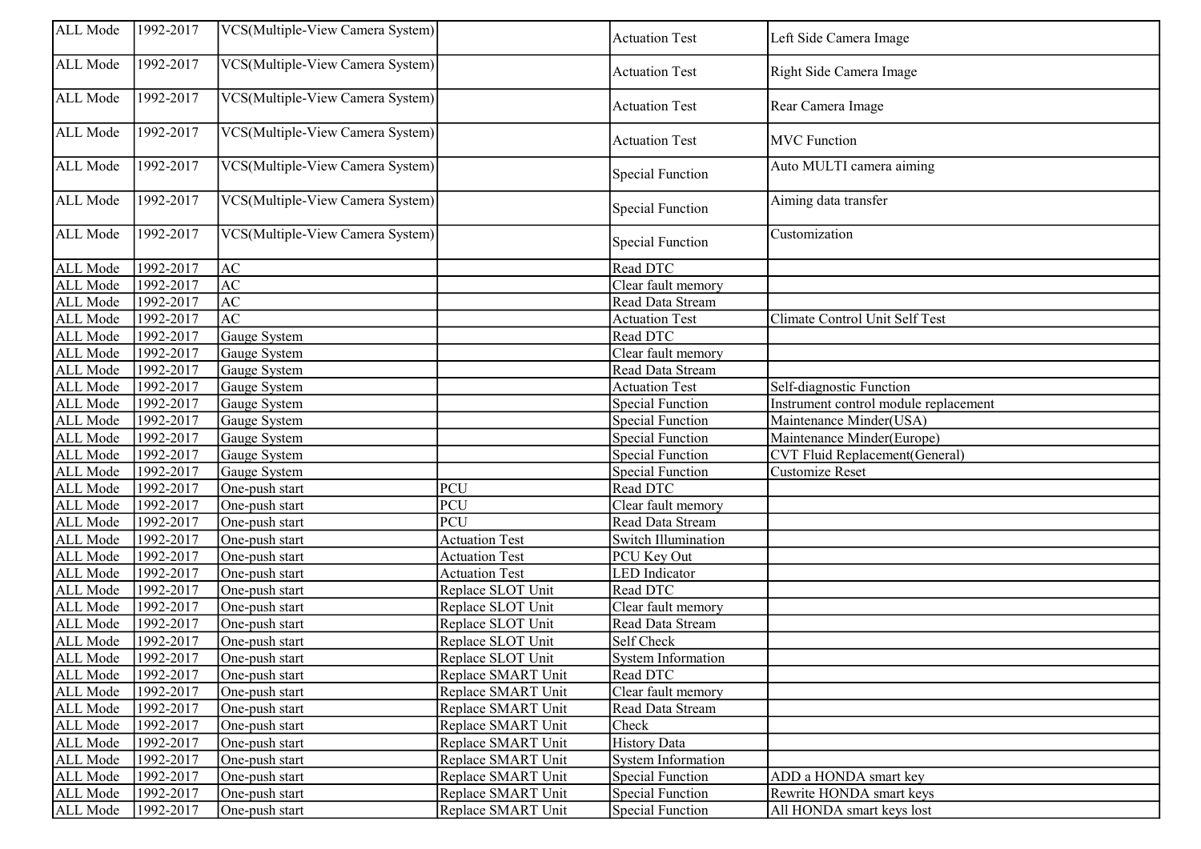| ALL Mode | 1992-2017 | VCS(Multiple-View Camera System) | | Actuation Test | Left Side Camera Image |
|---|---|---|---|---|---|
| ALL Mode | 1992-2017 | VCS(Multiple-View Camera System) | | Actuation Test | Right Side Camera Image |
| ALL Mode | 1992-2017 | VCS(Multiple-View Camera System) | | Actuation Test | Rear Camera Image |
| ALL Mode | 1992-2017 | VCS(Multiple-View Camera System) | | Actuation Test | MVC Function |
| ALL Mode | 1992-2017 | VCS(Multiple-View Camera System) | | Special Function | Auto MULTI camera aiming |
| ALL Mode | 1992-2017 | VCS(Multiple-View Camera System) | | Special Function | Aiming data transfer |
| ALL Mode | 1992-2017 | VCS(Multiple-View Camera System) | | Special Function | Customization |
| ALL Mode | 1992-2017 | AC | | Read DTC | |
| ALL Mode | 1992-2017 | AC | | Clear fault memory | |
| ALL Mode | 1992-2017 | AC | | Read Data Stream | |
| ALL Mode | 1992-2017 | AC | | Actuation Test | Climate Control Unit Self Test |
| ALL Mode | 1992-2017 | Gauge System | | Read DTC | |
| ALL Mode | 1992-2017 | Gauge System | | Clear fault memory | |
| ALL Mode | 1992-2017 | Gauge System | | Read Data Stream | |
| ALL Mode | 1992-2017 | Gauge System | | Actuation Test | Self-diagnostic Function |
| ALL Mode | 1992-2017 | Gauge System | | Special Function | Instrument control module replacement |
| ALL Mode | 1992-2017 | Gauge System | | Special Function | Maintenance Minder(USA) |
| ALL Mode | 1992-2017 | Gauge System | | Special Function | Maintenance Minder(Europe) |
| ALL Mode | 1992-2017 | Gauge System | | Special Function | CVT Fluid Replacement(General) |
| ALL Mode | 1992-2017 | Gauge System | | Special Function | Customize Reset |
| ALL Mode | 1992-2017 | One-push start | PCU | Read DTC | |
| ALL Mode | 1992-2017 | One-push start | PCU | Clear fault memory | |
| ALL Mode | 1992-2017 | One-push start | PCU | Read Data Stream | |
| ALL Mode | 1992-2017 | One-push start | Actuation Test | Switch Illumination | |
| ALL Mode | 1992-2017 | One-push start | Actuation Test | PCU Key Out | |
| ALL Mode | 1992-2017 | One-push start | Actuation Test | LED Indicator | |
| ALL Mode | 1992-2017 | One-push start | Replace SLOT Unit | Read DTC | |
| ALL Mode | 1992-2017 | One-push start | Replace SLOT Unit | Clear fault memory | |
| ALL Mode | 1992-2017 | One-push start | Replace SLOT Unit | Read Data Stream | |
| ALL Mode | 1992-2017 | One-push start | Replace SLOT Unit | Self Check | |
| ALL Mode | 1992-2017 | One-push start | Replace SLOT Unit | System Information | |
| ALL Mode | 1992-2017 | One-push start | Replace SMART Unit | Read DTC | |
| ALL Mode | 1992-2017 | One-push start | Replace SMART Unit | Clear fault memory | |
| ALL Mode | 1992-2017 | One-push start | Replace SMART Unit | Read Data Stream | |
| ALL Mode | 1992-2017 | One-push start | Replace SMART Unit | Check | |
| ALL Mode | 1992-2017 | One-push start | Replace SMART Unit | History Data | |
| ALL Mode | 1992-2017 | One-push start | Replace SMART Unit | System Information | |
| ALL Mode | 1992-2017 | One-push start | Replace SMART Unit | Special Function | ADD a HONDA smart key |
| ALL Mode | 1992-2017 | One-push start | Replace SMART Unit | Special Function | Rewrite HONDA smart keys |
| ALL Mode | 1992-2017 | One-push start | Replace SMART Unit | Special Function | All HONDA smart keys lost |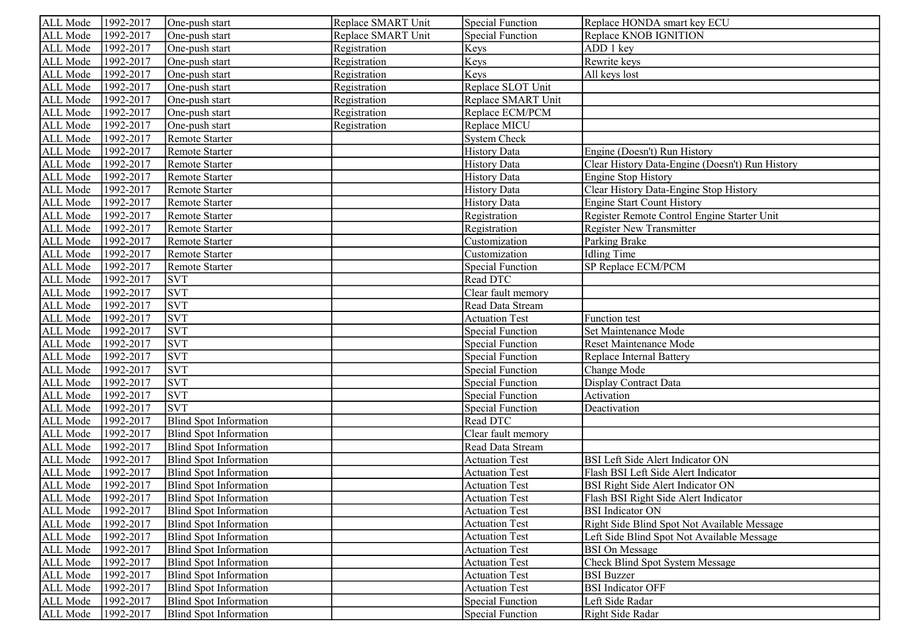| ALL Mode | 1992-2017 | One-push start | Replace SMART Unit | Special Function | Replace HONDA smart key ECU |
|---|---|---|---|---|---|
| ALL Mode | 1992-2017 | One-push start | Replace SMART Unit | Special Function | Replace KNOB IGNITION |
| ALL Mode | 1992-2017 | One-push start | Registration | Keys | ADD 1 key |
| ALL Mode | 1992-2017 | One-push start | Registration | Keys | Rewrite keys |
| ALL Mode | 1992-2017 | One-push start | Registration | Keys | All keys lost |
| ALL Mode | 1992-2017 | One-push start | Registration | Replace SLOT Unit | |
| ALL Mode | 1992-2017 | One-push start | Registration | Replace SMART Unit | |
| ALL Mode | 1992-2017 | One-push start | Registration | Replace ECM/PCM | |
| ALL Mode | 1992-2017 | One-push start | Registration | Replace MICU | |
| ALL Mode | 1992-2017 | Remote Starter | | System Check | |
| ALL Mode | 1992-2017 | Remote Starter | | History Data | Engine (Doesn't) Run History |
| ALL Mode | 1992-2017 | Remote Starter | | History Data | Clear History Data-Engine (Doesn't) Run History |
| ALL Mode | 1992-2017 | Remote Starter | | History Data | Engine Stop History |
| ALL Mode | 1992-2017 | Remote Starter | | History Data | Clear History Data-Engine Stop History |
| ALL Mode | 1992-2017 | Remote Starter | | History Data | Engine Start Count History |
| ALL Mode | 1992-2017 | Remote Starter | | Registration | Register Remote Control Engine Starter Unit |
| ALL Mode | 1992-2017 | Remote Starter | | Registration | Register New Transmitter |
| ALL Mode | 1992-2017 | Remote Starter | | Customization | Parking Brake |
| ALL Mode | 1992-2017 | Remote Starter | | Customization | Idling Time |
| ALL Mode | 1992-2017 | Remote Starter | | Special Function | SP Replace ECM/PCM |
| ALL Mode | 1992-2017 | SVT | | Read DTC | |
| ALL Mode | 1992-2017 | SVT | | Clear fault memory | |
| ALL Mode | 1992-2017 | SVT | | Read Data Stream | |
| ALL Mode | 1992-2017 | SVT | | Actuation Test | Function test |
| ALL Mode | 1992-2017 | SVT | | Special Function | Set Maintenance Mode |
| ALL Mode | 1992-2017 | SVT | | Special Function | Reset Maintenance Mode |
| ALL Mode | 1992-2017 | SVT | | Special Function | Replace Internal Battery |
| ALL Mode | 1992-2017 | SVT | | Special Function | Change Mode |
| ALL Mode | 1992-2017 | SVT | | Special Function | Display Contract Data |
| ALL Mode | 1992-2017 | SVT | | Special Function | Activation |
| ALL Mode | 1992-2017 | SVT | | Special Function | Deactivation |
| ALL Mode | 1992-2017 | Blind Spot Information | | Read DTC | |
| ALL Mode | 1992-2017 | Blind Spot Information | | Clear fault memory | |
| ALL Mode | 1992-2017 | Blind Spot Information | | Read Data Stream | |
| ALL Mode | 1992-2017 | Blind Spot Information | | Actuation Test | BSI Left Side Alert Indicator ON |
| ALL Mode | 1992-2017 | Blind Spot Information | | Actuation Test | Flash BSI Left Side Alert Indicator |
| ALL Mode | 1992-2017 | Blind Spot Information | | Actuation Test | BSI Right Side Alert Indicator ON |
| ALL Mode | 1992-2017 | Blind Spot Information | | Actuation Test | Flash BSI Right Side Alert Indicator |
| ALL Mode | 1992-2017 | Blind Spot Information | | Actuation Test | BSI Indicator ON |
| ALL Mode | 1992-2017 | Blind Spot Information | | Actuation Test | Right Side Blind Spot Not Available Message |
| ALL Mode | 1992-2017 | Blind Spot Information | | Actuation Test | Left Side Blind Spot Not Available Message |
| ALL Mode | 1992-2017 | Blind Spot Information | | Actuation Test | BSI On Message |
| ALL Mode | 1992-2017 | Blind Spot Information | | Actuation Test | Check Blind Spot System Message |
| ALL Mode | 1992-2017 | Blind Spot Information | | Actuation Test | BSI Buzzer |
| ALL Mode | 1992-2017 | Blind Spot Information | | Actuation Test | BSI Indicator OFF |
| ALL Mode | 1992-2017 | Blind Spot Information | | Special Function | Left Side Radar |
| ALL Mode | 1992-2017 | Blind Spot Information | | Special Function | Right Side Radar |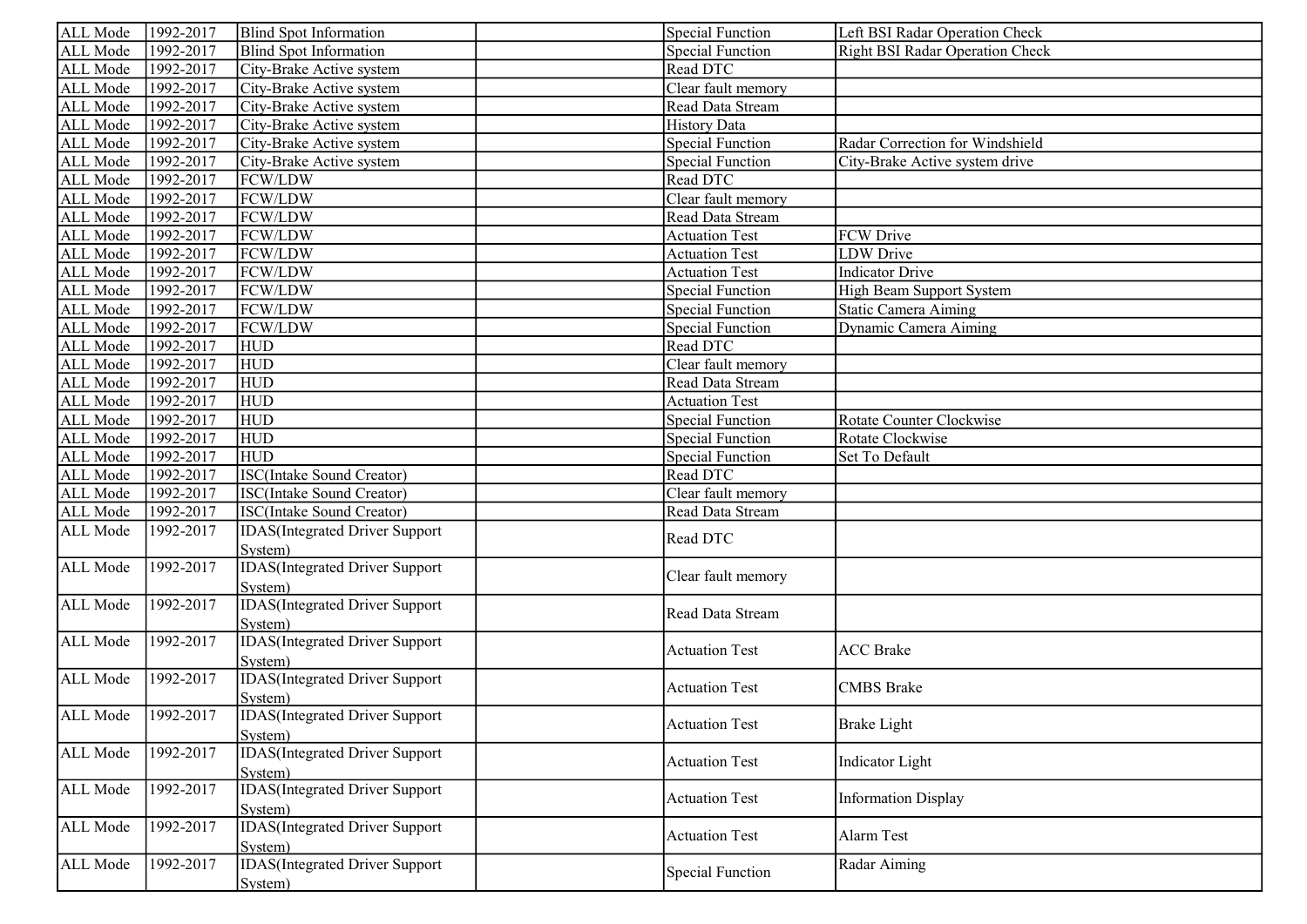| | | | | | |
|---|---|---|---|---|---|
| ALL Mode | 1992-2017 | Blind Spot Information | | Special Function | Left BSI Radar Operation Check |
| ALL Mode | 1992-2017 | Blind Spot Information | | Special Function | Right BSI Radar Operation Check |
| ALL Mode | 1992-2017 | City-Brake Active system | | Read DTC | |
| ALL Mode | 1992-2017 | City-Brake Active system | | Clear fault memory | |
| ALL Mode | 1992-2017 | City-Brake Active system | | Read Data Stream | |
| ALL Mode | 1992-2017 | City-Brake Active system | | History Data | |
| ALL Mode | 1992-2017 | City-Brake Active system | | Special Function | Radar Correction for Windshield |
| ALL Mode | 1992-2017 | City-Brake Active system | | Special Function | City-Brake Active system drive |
| ALL Mode | 1992-2017 | FCW/LDW | | Read DTC | |
| ALL Mode | 1992-2017 | FCW/LDW | | Clear fault memory | |
| ALL Mode | 1992-2017 | FCW/LDW | | Read Data Stream | |
| ALL Mode | 1992-2017 | FCW/LDW | | Actuation Test | FCW Drive |
| ALL Mode | 1992-2017 | FCW/LDW | | Actuation Test | LDW Drive |
| ALL Mode | 1992-2017 | FCW/LDW | | Actuation Test | Indicator Drive |
| ALL Mode | 1992-2017 | FCW/LDW | | Special Function | High Beam Support System |
| ALL Mode | 1992-2017 | FCW/LDW | | Special Function | Static Camera Aiming |
| ALL Mode | 1992-2017 | FCW/LDW | | Special Function | Dynamic Camera Aiming |
| ALL Mode | 1992-2017 | HUD | | Read DTC | |
| ALL Mode | 1992-2017 | HUD | | Clear fault memory | |
| ALL Mode | 1992-2017 | HUD | | Read Data Stream | |
| ALL Mode | 1992-2017 | HUD | | Actuation Test | |
| ALL Mode | 1992-2017 | HUD | | Special Function | Rotate Counter Clockwise |
| ALL Mode | 1992-2017 | HUD | | Special Function | Rotate Clockwise |
| ALL Mode | 1992-2017 | HUD | | Special Function | Set To Default |
| ALL Mode | 1992-2017 | ISC(Intake Sound Creator) | | Read DTC | |
| ALL Mode | 1992-2017 | ISC(Intake Sound Creator) | | Clear fault memory | |
| ALL Mode | 1992-2017 | ISC(Intake Sound Creator) | | Read Data Stream | |
| ALL Mode | 1992-2017 | IDAS(Integrated Driver Support System) | | Read DTC | |
| ALL Mode | 1992-2017 | IDAS(Integrated Driver Support System) | | Clear fault memory | |
| ALL Mode | 1992-2017 | IDAS(Integrated Driver Support System) | | Read Data Stream | |
| ALL Mode | 1992-2017 | IDAS(Integrated Driver Support System) | | Actuation Test | ACC Brake |
| ALL Mode | 1992-2017 | IDAS(Integrated Driver Support System) | | Actuation Test | CMBS Brake |
| ALL Mode | 1992-2017 | IDAS(Integrated Driver Support System) | | Actuation Test | Brake Light |
| ALL Mode | 1992-2017 | IDAS(Integrated Driver Support System) | | Actuation Test | Indicator Light |
| ALL Mode | 1992-2017 | IDAS(Integrated Driver Support System) | | Actuation Test | Information Display |
| ALL Mode | 1992-2017 | IDAS(Integrated Driver Support System) | | Actuation Test | Alarm Test |
| ALL Mode | 1992-2017 | IDAS(Integrated Driver Support System) | | Special Function | Radar Aiming |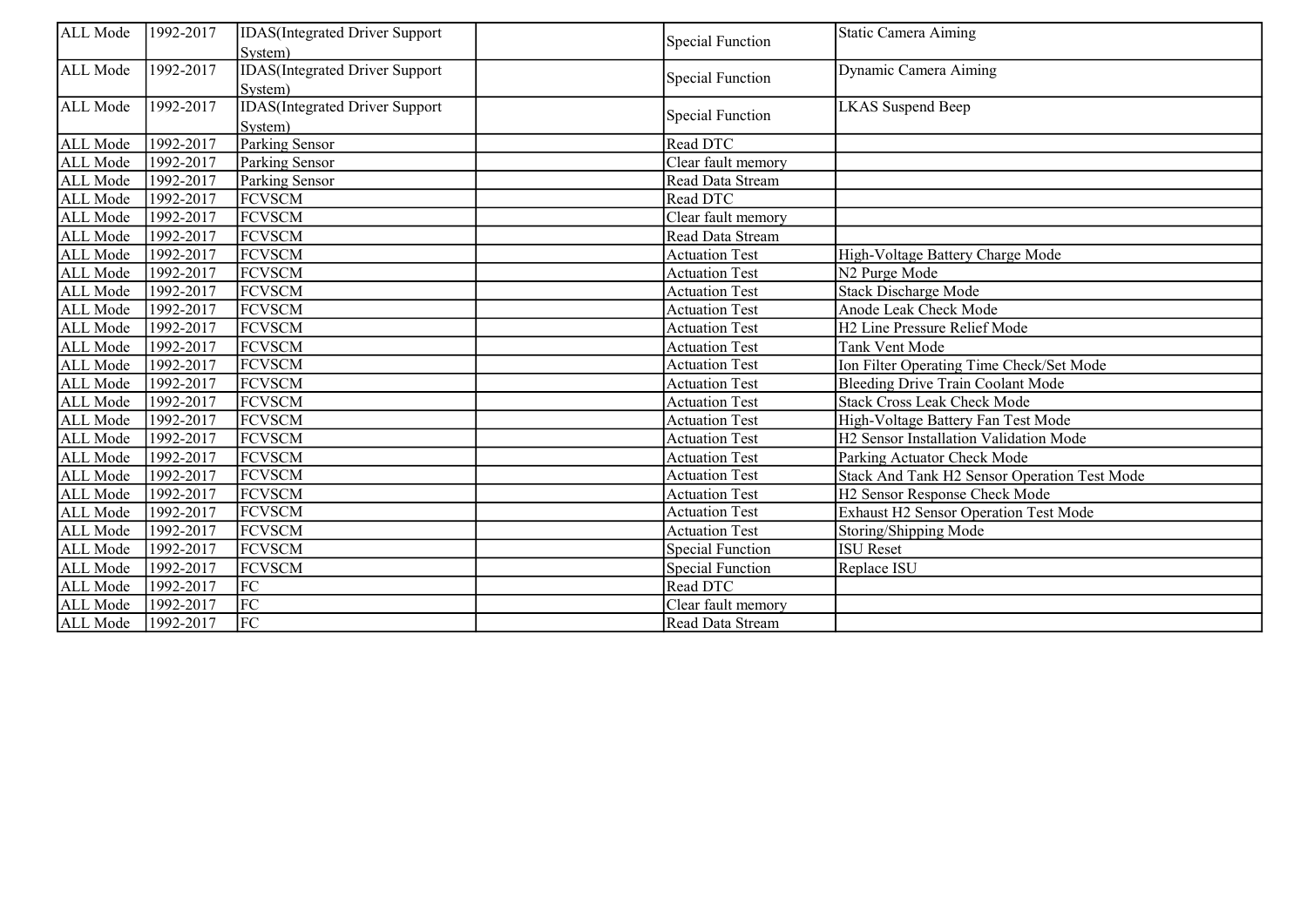| | | | | | |
|---|---|---|---|---|---|
| ALL Mode | 1992-2017 | IDAS(Integrated Driver Support System) | | Special Function | Static Camera Aiming |
| ALL Mode | 1992-2017 | IDAS(Integrated Driver Support System) | | Special Function | Dynamic Camera Aiming |
| ALL Mode | 1992-2017 | IDAS(Integrated Driver Support System) | | Special Function | LKAS Suspend Beep |
| ALL Mode | 1992-2017 | Parking Sensor | | Read DTC | |
| ALL Mode | 1992-2017 | Parking Sensor | | Clear fault memory | |
| ALL Mode | 1992-2017 | Parking Sensor | | Read Data Stream | |
| ALL Mode | 1992-2017 | FCVSCM | | Read DTC | |
| ALL Mode | 1992-2017 | FCVSCM | | Clear fault memory | |
| ALL Mode | 1992-2017 | FCVSCM | | Read Data Stream | |
| ALL Mode | 1992-2017 | FCVSCM | | Actuation Test | High-Voltage Battery Charge Mode |
| ALL Mode | 1992-2017 | FCVSCM | | Actuation Test | N2 Purge Mode |
| ALL Mode | 1992-2017 | FCVSCM | | Actuation Test | Stack Discharge Mode |
| ALL Mode | 1992-2017 | FCVSCM | | Actuation Test | Anode Leak Check Mode |
| ALL Mode | 1992-2017 | FCVSCM | | Actuation Test | H2 Line Pressure Relief Mode |
| ALL Mode | 1992-2017 | FCVSCM | | Actuation Test | Tank Vent Mode |
| ALL Mode | 1992-2017 | FCVSCM | | Actuation Test | Ion Filter Operating Time Check/Set Mode |
| ALL Mode | 1992-2017 | FCVSCM | | Actuation Test | Bleeding Drive Train Coolant Mode |
| ALL Mode | 1992-2017 | FCVSCM | | Actuation Test | Stack Cross Leak Check Mode |
| ALL Mode | 1992-2017 | FCVSCM | | Actuation Test | High-Voltage Battery Fan Test Mode |
| ALL Mode | 1992-2017 | FCVSCM | | Actuation Test | H2 Sensor Installation Validation Mode |
| ALL Mode | 1992-2017 | FCVSCM | | Actuation Test | Parking Actuator Check Mode |
| ALL Mode | 1992-2017 | FCVSCM | | Actuation Test | Stack And Tank H2 Sensor Operation Test Mode |
| ALL Mode | 1992-2017 | FCVSCM | | Actuation Test | H2 Sensor Response Check Mode |
| ALL Mode | 1992-2017 | FCVSCM | | Actuation Test | Exhaust H2 Sensor Operation Test Mode |
| ALL Mode | 1992-2017 | FCVSCM | | Actuation Test | Storing/Shipping Mode |
| ALL Mode | 1992-2017 | FCVSCM | | Special Function | ISU Reset |
| ALL Mode | 1992-2017 | FCVSCM | | Special Function | Replace ISU |
| ALL Mode | 1992-2017 | FC | | Read DTC | |
| ALL Mode | 1992-2017 | FC | | Clear fault memory | |
| ALL Mode | 1992-2017 | FC | | Read Data Stream | |